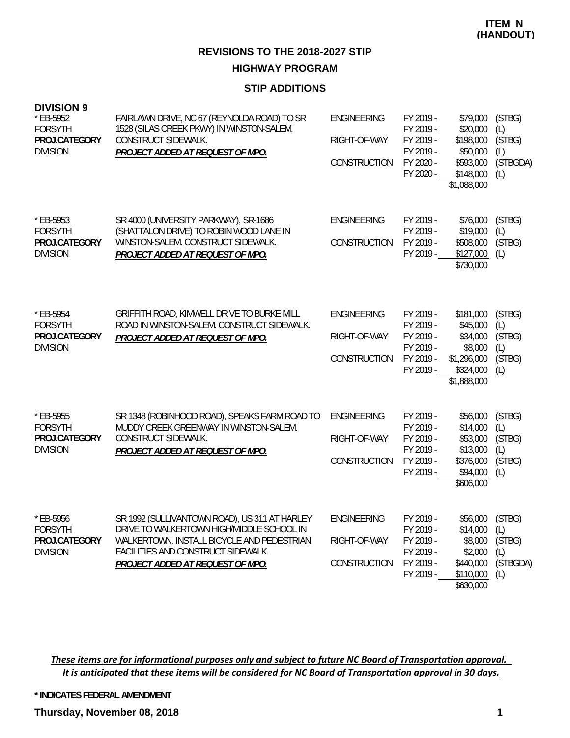**ITEM N (HANDOUT)**

# REVISIONS TO THE 2018-2027 STIP

## HIGHWAY PROGRAM

### STIP ADDITIONS

**DIVISION 9**

| | | | | | |
|---|---|---|---|---|---|
| * EB-5952<br>FORSYTH<br>**PROJ.CATEGORY**<br>DIVISION | FAIRLAWN DRIVE, NC 67 (REYNOLDA ROAD) TO SR 1528 (SILAS CREEK PKWY) IN WINSTON-SALEM. CONSTRUCT SIDEWALK.<br>***PROJECT ADDED AT REQUEST OF MPO.*** | ENGINEERING | FY 2019 - | $79,000 | (STBG) |
| | | | FY 2019 - | $20,000 | (L) |
| | | RIGHT-OF-WAY | FY 2019 - | $198,000 | (STBG) |
| | | | FY 2019 - | $50,000 | (L) |
| | | CONSTRUCTION | FY 2020 - | $593,000 | (STBGDA) |
| | | | FY 2020 - | $148,000 | (L) |
| | | | | $1,088,000 | |
| * EB-5953<br>FORSYTH<br>**PROJ.CATEGORY**<br>DIVISION | SR 4000 (UNIVERSITY PARKWAY), SR-1686 (SHATTALON DRIVE) TO ROBIN WOOD LANE IN WINSTON-SALEM. CONSTRUCT SIDEWALK.<br>***PROJECT ADDED AT REQUEST OF MPO.*** | ENGINEERING | FY 2019 - | $76,000 | (STBG) |
| | | | FY 2019 - | $19,000 | (L) |
| | | CONSTRUCTION | FY 2019 - | $508,000 | (STBG) |
| | | | FY 2019 - | $127,000 | (L) |
| | | | | $730,000 | |
| * EB-5954<br>FORSYTH<br>**PROJ.CATEGORY**<br>DIVISION | GRIFFITH ROAD, KIMWELL DRIVE TO BURKE MILL ROAD IN WINSTON-SALEM. CONSTRUCT SIDEWALK.<br>***PROJECT ADDED AT REQUEST OF MPO.*** | ENGINEERING | FY 2019 - | $181,000 | (STBG) |
| | | | FY 2019 - | $45,000 | (L) |
| | | RIGHT-OF-WAY | FY 2019 - | $34,000 | (STBG) |
| | | | FY 2019 - | $8,000 | (L) |
| | | CONSTRUCTION | FY 2019 - | $1,296,000 | (STBG) |
| | | | FY 2019 - | $324,000 | (L) |
| | | | | $1,888,000 | |
| * EB-5955<br>FORSYTH<br>**PROJ.CATEGORY**<br>DIVISION | SR 1348 (ROBINHOOD ROAD), SPEAKS FARM ROAD TO MUDDY CREEK GREENWAY IN WINSTON-SALEM. CONSTRUCT SIDEWALK.<br>***PROJECT ADDED AT REQUEST OF MPO.*** | ENGINEERING | FY 2019 - | $56,000 | (STBG) |
| | | | FY 2019 - | $14,000 | (L) |
| | | RIGHT-OF-WAY | FY 2019 - | $53,000 | (STBG) |
| | | | FY 2019 - | $13,000 | (L) |
| | | CONSTRUCTION | FY 2019 - | $376,000 | (STBG) |
| | | | FY 2019 - | $94,000 | (L) |
| | | | | $606,000 | |
| * EB-5956<br>FORSYTH<br>**PROJ.CATEGORY**<br>DIVISION | SR 1992 (SULLIVANTOWN ROAD), US 311 AT HARLEY DRIVE TO WALKERTOWN HIGH/MIDDLE SCHOOL IN WALKERTOWN. INSTALL BICYCLE AND PEDESTRIAN FACILITIES AND CONSTRUCT SIDEWALK.<br>***PROJECT ADDED AT REQUEST OF MPO.*** | ENGINEERING | FY 2019 - | $56,000 | (STBG) |
| | | | FY 2019 - | $14,000 | (L) |
| | | RIGHT-OF-WAY | FY 2019 - | $8,000 | (STBG) |
| | | | FY 2019 - | $2,000 | (L) |
| | | CONSTRUCTION | FY 2019 - | $440,000 | (STBGDA) |
| | | | FY 2019 - | $110,000 | (L) |
| | | | | $630,000 | |

*These items are for informational purposes only and subject to future NC Board of Transportation approval. It is anticipated that these items will be considered for NC Board of Transportation approval in 30 days.*

**\* INDICATES FEDERAL AMENDMENT**

**Thursday, November 08, 2018**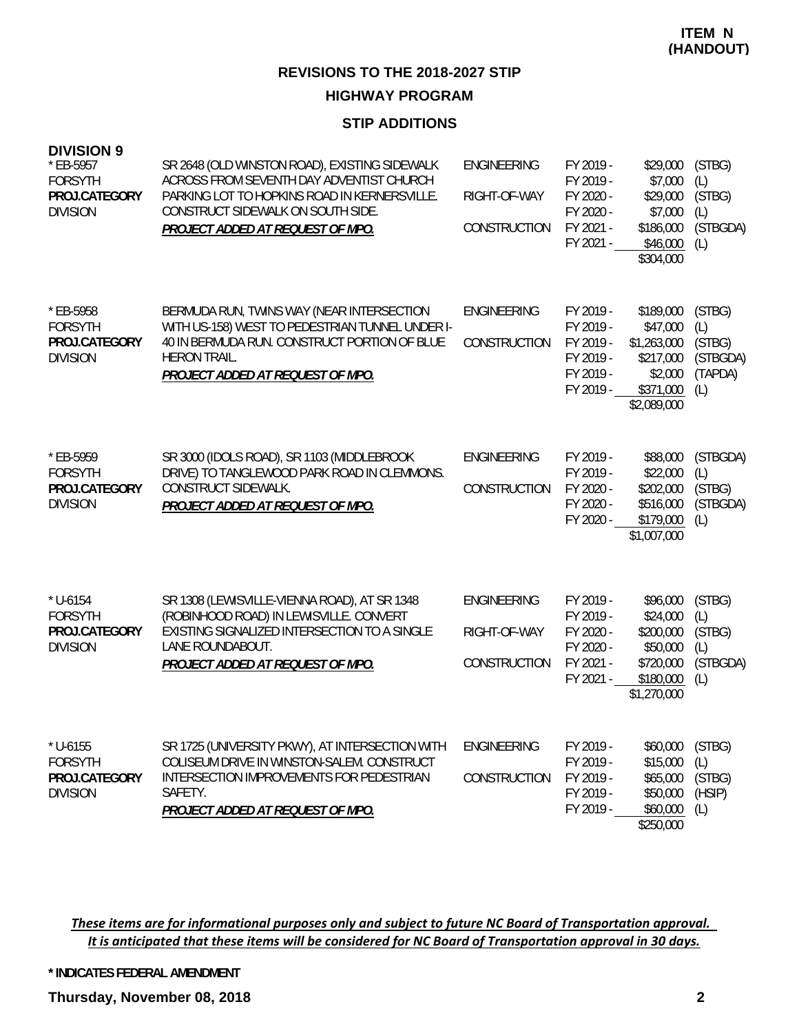**ITEM N (HANDOUT)**

# REVISIONS TO THE 2018-2027 STIP

## HIGHWAY PROGRAM

### STIP ADDITIONS

**DIVISION 9**

| | | | | | |
|---|---|---|---|---|---|
| * EB-5957<br>FORSYTH<br>**PROJ.CATEGORY**<br>DIVISION | SR 2648 (OLD WINSTON ROAD), EXISTING SIDEWALK ACROSS FROM SEVENTH DAY ADVENTIST CHURCH PARKING LOT TO HOPKINS ROAD IN KERNERSVILLE. CONSTRUCT SIDEWALK ON SOUTH SIDE.<br>***PROJECT ADDED AT REQUEST OF MPO.*** | ENGINEERING | FY 2019 - | $29,000 | (STBG) |
| | | | FY 2019 - | $7,000 | (L) |
| | | RIGHT-OF-WAY | FY 2020 - | $29,000 | (STBG) |
| | | | FY 2020 - | $7,000 | (L) |
| | | CONSTRUCTION | FY 2021 - | $186,000 | (STBGDA) |
| | | | FY 2021 - | $46,000 | (L) |
| | | | | $304,000 | |
| * EB-5958<br>FORSYTH<br>**PROJ.CATEGORY**<br>DIVISION | BERMUDA RUN, TWINS WAY (NEAR INTERSECTION WITH US-158) WEST TO PEDESTRIAN TUNNEL UNDER I-40 IN BERMUDA RUN. CONSTRUCT PORTION OF BLUE HERON TRAIL.<br>***PROJECT ADDED AT REQUEST OF MPO.*** | ENGINEERING | FY 2019 - | $189,000 | (STBG) |
| | | | FY 2019 - | $47,000 | (L) |
| | | CONSTRUCTION | FY 2019 - | $1,263,000 | (STBG) |
| | | | FY 2019 - | $217,000 | (STBGDA) |
| | | | FY 2019 - | $2,000 | (TAPDA) |
| | | | FY 2019 - | $371,000 | (L) |
| | | | | $2,089,000 | |
| * EB-5959<br>FORSYTH<br>**PROJ.CATEGORY**<br>DIVISION | SR 3000 (IDOLS ROAD), SR 1103 (MIDDLEBROOK DRIVE) TO TANGLEWOOD PARK ROAD IN CLEMMONS. CONSTRUCT SIDEWALK.<br>***PROJECT ADDED AT REQUEST OF MPO.*** | ENGINEERING | FY 2019 - | $88,000 | (STBGDA) |
| | | | FY 2019 - | $22,000 | (L) |
| | | CONSTRUCTION | FY 2020 - | $202,000 | (STBG) |
| | | | FY 2020 - | $516,000 | (STBGDA) |
| | | | FY 2020 - | $179,000 | (L) |
| | | | | $1,007,000 | |
| * U-6154<br>FORSYTH<br>**PROJ.CATEGORY**<br>DIVISION | SR 1308 (LEWISVILLE-VIENNA ROAD), AT SR 1348 (ROBINHOOD ROAD) IN LEWISVILLE. CONVERT EXISTING SIGNALIZED INTERSECTION TO A SINGLE LANE ROUNDABOUT.<br>***PROJECT ADDED AT REQUEST OF MPO.*** | ENGINEERING | FY 2019 - | $96,000 | (STBG) |
| | | | FY 2019 - | $24,000 | (L) |
| | | RIGHT-OF-WAY | FY 2020 - | $200,000 | (STBG) |
| | | | FY 2020 - | $50,000 | (L) |
| | | CONSTRUCTION | FY 2021 - | $720,000 | (STBGDA) |
| | | | FY 2021 - | $180,000 | (L) |
| | | | | $1,270,000 | |
| * U-6155<br>FORSYTH<br>**PROJ.CATEGORY**<br>DIVISION | SR 1725 (UNIVERSITY PKWY), AT INTERSECTION WITH COLISEUM DRIVE IN WINSTON-SALEM. CONSTRUCT INTERSECTION IMPROVEMENTS FOR PEDESTRIAN SAFETY.<br>***PROJECT ADDED AT REQUEST OF MPO.*** | ENGINEERING | FY 2019 - | $60,000 | (STBG) |
| | | | FY 2019 - | $15,000 | (L) |
| | | CONSTRUCTION | FY 2019 - | $65,000 | (STBG) |
| | | | FY 2019 - | $50,000 | (HSIP) |
| | | | FY 2019 - | $60,000 | (L) |
| | | | | $250,000 | |

***These items are for informational purposes only and subject to future NC Board of Transportation approval. It is anticipated that these items will be considered for NC Board of Transportation approval in 30 days.***

**\* INDICATES FEDERAL AMENDMENT**

**Thursday, November 08, 2018**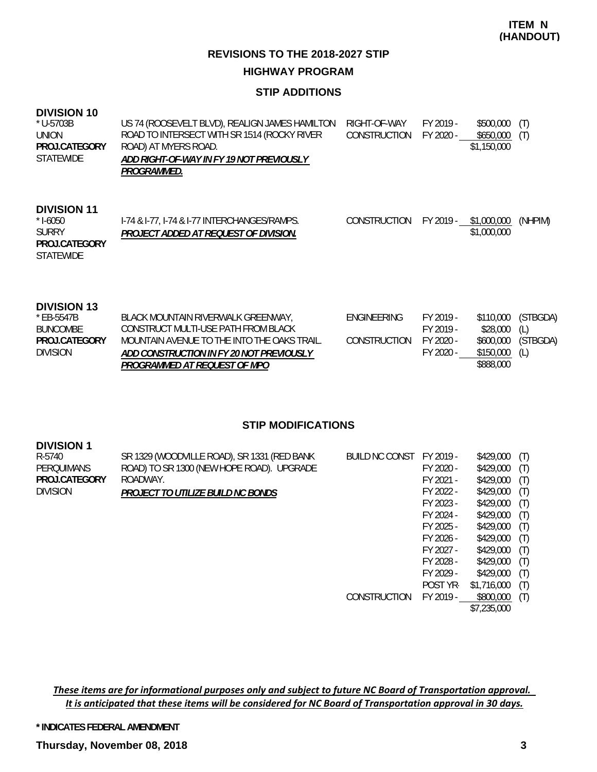**ITEM N (HANDOUT)**

## REVISIONS TO THE 2018-2027 STIP

### HIGHWAY PROGRAM

### STIP ADDITIONS

**DIVISION 10**

| | | | | | |
|---|---|---|---|---|---|
| * U-5703B<br>UNION<br>**PROJ.CATEGORY**<br>STATEWIDE | US 74 (ROOSEVELT BLVD), REALIGN JAMES HAMILTON ROAD TO INTERSECT WITH SR 1514 (ROCKY RIVER ROAD) AT MYERS ROAD.<br>***ADD RIGHT-OF-WAY IN FY 19 NOT PREVIOUSLY PROGRAMMED.*** | RIGHT-OF-WAY | FY 2019 - | $500,000 | (T) |
| | | CONSTRUCTION | FY 2020 - | $650,000 | (T) |
| | | | | $1,150,000 | |

**DIVISION 11**

| | | | | | |
|---|---|---|---|---|---|
| * I-6050<br>SURRY<br>**PROJ.CATEGORY**<br>STATEWIDE | I-74 & I-77, I-74 & I-77 INTERCHANGES/RAMPS.<br>***PROJECT ADDED AT REQUEST OF DIVISION.*** | CONSTRUCTION | FY 2019 - | $1,000,000 | (NHPIM) |
| | | | | $1,000,000 | |

**DIVISION 13**

| | | | | | |
|---|---|---|---|---|---|
| * EB-5547B<br>BUNCOMBE<br>**PROJ.CATEGORY**<br>DIVISION | BLACK MOUNTAIN RIVERWALK GREENWAY, CONSTRUCT MULTI-USE PATH FROM BLACK MOUNTAIN AVENUE TO THE INTO THE OAKS TRAIL.<br>***ADD CONSTRUCTION IN FY 20 NOT PREVIOUSLY PROGRAMMED AT REQUEST OF MPO*** | ENGINEERING | FY 2019 - | $110,000 | (STBGDA) |
| | | | FY 2019 - | $28,000 | (L) |
| | | CONSTRUCTION | FY 2020 - | $600,000 | (STBGDA) |
| | | | FY 2020 - | $150,000 | (L) |
| | | | | $888,000 | |

### STIP MODIFICATIONS

**DIVISION 1**

| | | | | | |
|---|---|---|---|---|---|
| R-5740<br>PERQUIMANS<br>**PROJ.CATEGORY**<br>DIVISION | SR 1329 (WOODVILLE ROAD), SR 1331 (RED BANK ROAD) TO SR 1300 (NEW HOPE ROAD). UPGRADE ROADWAY.<br>***PROJECT TO UTILIZE BUILD NC BONDS*** | BUILD NC CONST | FY 2019 - | $429,000 | (T) |
| | | | FY 2020 - | $429,000 | (T) |
| | | | FY 2021 - | $429,000 | (T) |
| | | | FY 2022 - | $429,000 | (T) |
| | | | FY 2023 - | $429,000 | (T) |
| | | | FY 2024 - | $429,000 | (T) |
| | | | FY 2025 - | $429,000 | (T) |
| | | | FY 2026 - | $429,000 | (T) |
| | | | FY 2027 - | $429,000 | (T) |
| | | | FY 2028 - | $429,000 | (T) |
| | | | FY 2029 - | $429,000 | (T) |
| | | | POST YR- | $1,716,000 | (T) |
| | | CONSTRUCTION | FY 2019 - | $800,000 | (T) |
| | | | | $7,235,000 | |

*These items are for informational purposes only and subject to future NC Board of Transportation approval. It is anticipated that these items will be considered for NC Board of Transportation approval in 30 days.*

**\* INDICATES FEDERAL AMENDMENT**

**Thursday, November 08, 2018**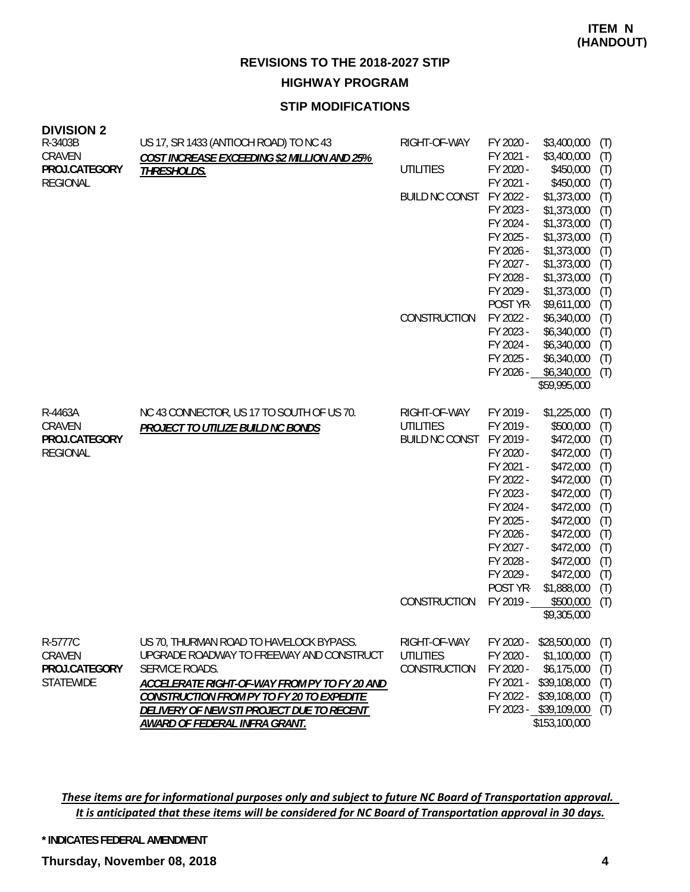**ITEM N (HANDOUT)**

## REVISIONS TO THE 2018-2027 STIP

### HIGHWAY PROGRAM

### STIP MODIFICATIONS

**DIVISION 2**

| | | | | | |
|---|---|---|---|---|---|
| R-3403B<br>CRAVEN<br>**PROJ.CATEGORY**<br>REGIONAL | US 17, SR 1433 (ANTIOCH ROAD) TO NC 43<br>***COST INCREASE EXCEEDING $2 MILLION AND 25% THRESHOLDS.*** | RIGHT-OF-WAY | FY 2020 - | $3,400,000 | (T) |
| | | | FY 2021 - | $3,400,000 | (T) |
| | | UTILITIES | FY 2020 - | $450,000 | (T) |
| | | | FY 2021 - | $450,000 | (T) |
| | | BUILD NC CONST | FY 2022 - | $1,373,000 | (T) |
| | | | FY 2023 - | $1,373,000 | (T) |
| | | | FY 2024 - | $1,373,000 | (T) |
| | | | FY 2025 - | $1,373,000 | (T) |
| | | | FY 2026 - | $1,373,000 | (T) |
| | | | FY 2027 - | $1,373,000 | (T) |
| | | | FY 2028 - | $1,373,000 | (T) |
| | | | FY 2029 - | $1,373,000 | (T) |
| | | | POST YR- | $9,611,000 | (T) |
| | | CONSTRUCTION | FY 2022 - | $6,340,000 | (T) |
| | | | FY 2023 - | $6,340,000 | (T) |
| | | | FY 2024 - | $6,340,000 | (T) |
| | | | FY 2025 - | $6,340,000 | (T) |
| | | | FY 2026 - | $6,340,000 | (T) |
| | | | | $59,995,000 | |
| R-4463A<br>CRAVEN<br>**PROJ.CATEGORY**<br>REGIONAL | NC 43 CONNECTOR, US 17 TO SOUTH OF US 70.<br>***PROJECT TO UTILIZE BUILD NC BONDS*** | RIGHT-OF-WAY | FY 2019 - | $1,225,000 | (T) |
| | | UTILITIES | FY 2019 - | $500,000 | (T) |
| | | BUILD NC CONST | FY 2019 - | $472,000 | (T) |
| | | | FY 2020 - | $472,000 | (T) |
| | | | FY 2021 - | $472,000 | (T) |
| | | | FY 2022 - | $472,000 | (T) |
| | | | FY 2023 - | $472,000 | (T) |
| | | | FY 2024 - | $472,000 | (T) |
| | | | FY 2025 - | $472,000 | (T) |
| | | | FY 2026 - | $472,000 | (T) |
| | | | FY 2027 - | $472,000 | (T) |
| | | | FY 2028 - | $472,000 | (T) |
| | | | FY 2029 - | $472,000 | (T) |
| | | | POST YR- | $1,888,000 | (T) |
| | | CONSTRUCTION | FY 2019 - | $500,000 | (T) |
| | | | | $9,305,000 | |
| R-5777C<br>CRAVEN<br>**PROJ.CATEGORY**<br>STATEWIDE | US 70, THURMAN ROAD TO HAVELOCK BYPASS. UPGRADE ROADWAY TO FREEWAY AND CONSTRUCT SERVICE ROADS.<br>***ACCELERATE RIGHT-OF-WAY FROM PY TO FY 20 AND CONSTRUCTION FROM PY TO FY 20 TO EXPEDITE DELIVERY OF NEW STI PROJECT DUE TO RECENT AWARD OF FEDERAL INFRA GRANT.*** | RIGHT-OF-WAY | FY 2020 - | $28,500,000 | (T) |
| | | UTILITIES | FY 2020 - | $1,100,000 | (T) |
| | | CONSTRUCTION | FY 2020 - | $6,175,000 | (T) |
| | | | FY 2021 - | $39,108,000 | (T) |
| | | | FY 2022 - | $39,108,000 | (T) |
| | | | FY 2023 - | $39,109,000 | (T) |
| | | | | $153,100,000 | |

*These items are for informational purposes only and subject to future NC Board of Transportation approval. It is anticipated that these items will be considered for NC Board of Transportation approval in 30 days.*

**\* INDICATES FEDERAL AMENDMENT**

**Thursday, November 08, 2018**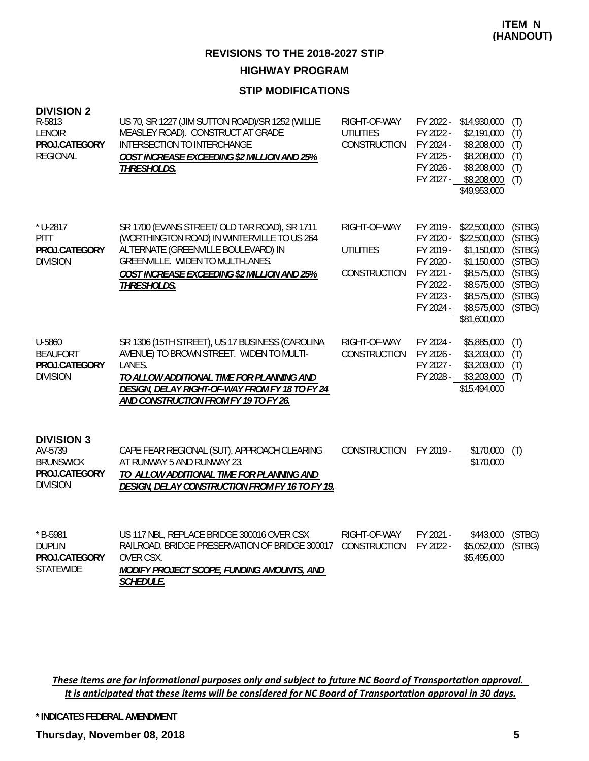**ITEM N**
**(HANDOUT)**

# REVISIONS TO THE 2018-2027 STIP

## HIGHWAY PROGRAM

### STIP MODIFICATIONS

**DIVISION 2**

| | | | | |
|---|---|---|---|---|
| R-5813<br>LENOIR<br>**PROJ.CATEGORY**<br>REGIONAL | US 70, SR 1227 (JIM SUTTON ROAD)/SR 1252 (WILLIE MEASLEY ROAD). CONSTRUCT AT GRADE INTERSECTION TO INTERCHANGE<br>***COST INCREASE EXCEEDING $2 MILLION AND 25% THRESHOLDS.*** | RIGHT-OF-WAY<br>UTILITIES<br>CONSTRUCTION | FY 2022 - $14,930,000 (T)<br>FY 2022 - $2,191,000 (T)<br>FY 2024 - $8,208,000 (T)<br>FY 2025 - $8,208,000 (T)<br>FY 2026 - $8,208,000 (T)<br>FY 2027 - $8,208,000 (T)<br>$49,953,000 | |
| * U-2817<br>PITT<br>**PROJ.CATEGORY**<br>DIVISION | SR 1700 (EVANS STREET/ OLD TAR ROAD), SR 1711 (WORTHINGTON ROAD) IN WINTERVILLE TO US 264 ALTERNATE (GREENVILLE BOULEVARD) IN GREENVILLE. WIDEN TO MULTI-LANES.<br>***COST INCREASE EXCEEDING $2 MILLION AND 25% THRESHOLDS.*** | RIGHT-OF-WAY<br><br>UTILITIES<br><br>CONSTRUCTION | FY 2019 - $22,500,000 (STBG)<br>FY 2020 - $22,500,000 (STBG)<br>FY 2019 - $1,150,000 (STBG)<br>FY 2020 - $1,150,000 (STBG)<br>FY 2021 - $8,575,000 (STBG)<br>FY 2022 - $8,575,000 (STBG)<br>FY 2023 - $8,575,000 (STBG)<br>FY 2024 - $8,575,000 (STBG)<br>$81,600,000 | |
| U-5860<br>BEAUFORT<br>**PROJ.CATEGORY**<br>DIVISION | SR 1306 (15TH STREET), US 17 BUSINESS (CAROLINA AVENUE) TO BROWN STREET. WIDEN TO MULTI-LANES.<br>***TO ALLOW ADDITIONAL TIME FOR PLANNING AND DESIGN, DELAY RIGHT-OF-WAY FROM FY 18 TO FY 24 AND CONSTRUCTION FROM FY 19 TO FY 26.*** | RIGHT-OF-WAY<br>CONSTRUCTION | FY 2024 - $5,885,000 (T)<br>FY 2026 - $3,203,000 (T)<br>FY 2027 - $3,203,000 (T)<br>FY 2028 - $3,203,000 (T)<br>$15,494,000 | |

**DIVISION 3**

| | | | | |
|---|---|---|---|---|
| AV-5739<br>BRUNSWICK<br>**PROJ.CATEGORY**<br>DIVISION | CAPE FEAR REGIONAL (SUT), APPROACH CLEARING AT RUNWAY 5 AND RUNWAY 23.<br>***TO ALLOW ADDITIONAL TIME FOR PLANNING AND DESIGN, DELAY CONSTRUCTION FROM FY 16 TO FY 19.*** | CONSTRUCTION | FY 2019 - $170,000 (T)<br>$170,000 | |
| * B-5981<br>DUPLIN<br>**PROJ.CATEGORY**<br>STATEWIDE | US 117 NBL, REPLACE BRIDGE 300016 OVER CSX RAILROAD. BRIDGE PRESERVATION OF BRIDGE 300017 OVER CSX.<br>***MODIFY PROJECT SCOPE, FUNDING AMOUNTS, AND SCHEDULE.*** | RIGHT-OF-WAY<br>CONSTRUCTION | FY 2021 - $443,000 (STBG)<br>FY 2022 - $5,052,000 (STBG)<br>$5,495,000 | |

*These items are for informational purposes only and subject to future NC Board of Transportation approval. It is anticipated that these items will be considered for NC Board of Transportation approval in 30 days.*

**\* INDICATES FEDERAL AMENDMENT**

**Thursday, November 08, 2018**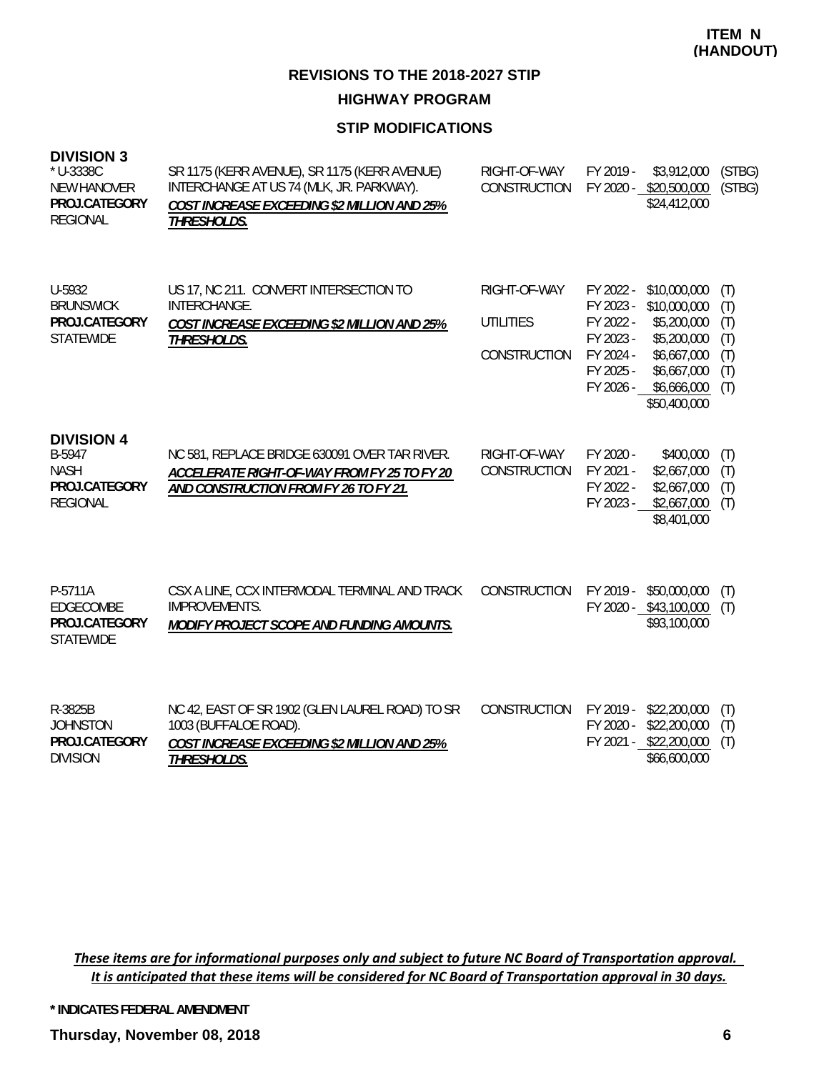**ITEM N (HANDOUT)**

## REVISIONS TO THE 2018-2027 STIP

### HIGHWAY PROGRAM

### STIP MODIFICATIONS

**DIVISION 3**

| | | | | | |
|---|---|---|---|---|---|
| * U-3338C<br>NEW HANOVER<br>**PROJ.CATEGORY**<br>REGIONAL | SR 1175 (KERR AVENUE), SR 1175 (KERR AVENUE) INTERCHANGE AT US 74 (MLK, JR. PARKWAY).<br>***COST INCREASE EXCEEDING $2 MILLION AND 25% THRESHOLDS.*** | RIGHT-OF-WAY<br>CONSTRUCTION | FY 2019 -<br>FY 2020 - | $3,912,000<br>$20,500,000<br>$24,412,000 | (STBG)<br>(STBG) |
| U-5932<br>BRUNSWICK<br>**PROJ.CATEGORY**<br>STATEWIDE | US 17, NC 211. CONVERT INTERSECTION TO INTERCHANGE.<br>***COST INCREASE EXCEEDING $2 MILLION AND 25% THRESHOLDS.*** | RIGHT-OF-WAY<br><br>UTILITIES<br><br>CONSTRUCTION | FY 2022 -<br>FY 2023 -<br>FY 2022 -<br>FY 2023 -<br>FY 2024 -<br>FY 2025 -<br>FY 2026 - | $10,000,000<br>$10,000,000<br>$5,200,000<br>$5,200,000<br>$6,667,000<br>$6,667,000<br>$6,666,000<br>$50,400,000 | (T)<br>(T)<br>(T)<br>(T)<br>(T)<br>(T)<br>(T) |

**DIVISION 4**

| | | | | | |
|---|---|---|---|---|---|
| B-5947<br>NASH<br>**PROJ.CATEGORY**<br>REGIONAL | NC 581, REPLACE BRIDGE 630091 OVER TAR RIVER.<br>***ACCELERATE RIGHT-OF-WAY FROM FY 25 TO FY 20 AND CONSTRUCTION FROM FY 26 TO FY 21.*** | RIGHT-OF-WAY<br>CONSTRUCTION | FY 2020 -<br>FY 2021 -<br>FY 2022 -<br>FY 2023 - | $400,000<br>$2,667,000<br>$2,667,000<br>$2,667,000<br>$8,401,000 | (T)<br>(T)<br>(T)<br>(T) |
| P-5711A<br>EDGECOMBE<br>**PROJ.CATEGORY**<br>STATEWIDE | CSX A LINE, CCX INTERMODAL TERMINAL AND TRACK IMPROVEMENTS.<br>***MODIFY PROJECT SCOPE AND FUNDING AMOUNTS.*** | CONSTRUCTION | FY 2019 -<br>FY 2020 - | $50,000,000<br>$43,100,000<br>$93,100,000 | (T)<br>(T) |
| R-3825B<br>JOHNSTON<br>**PROJ.CATEGORY**<br>DIVISION | NC 42, EAST OF SR 1902 (GLEN LAUREL ROAD) TO SR 1003 (BUFFALOE ROAD).<br>***COST INCREASE EXCEEDING $2 MILLION AND 25% THRESHOLDS.*** | CONSTRUCTION | FY 2019 -<br>FY 2020 -<br>FY 2021 - | $22,200,000<br>$22,200,000<br>$22,200,000<br>$66,600,000 | (T)<br>(T)<br>(T) |

*These items are for informational purposes only and subject to future NC Board of Transportation approval. It is anticipated that these items will be considered for NC Board of Transportation approval in 30 days.*

**\* INDICATES FEDERAL AMENDMENT**

**Thursday, November 08, 2018**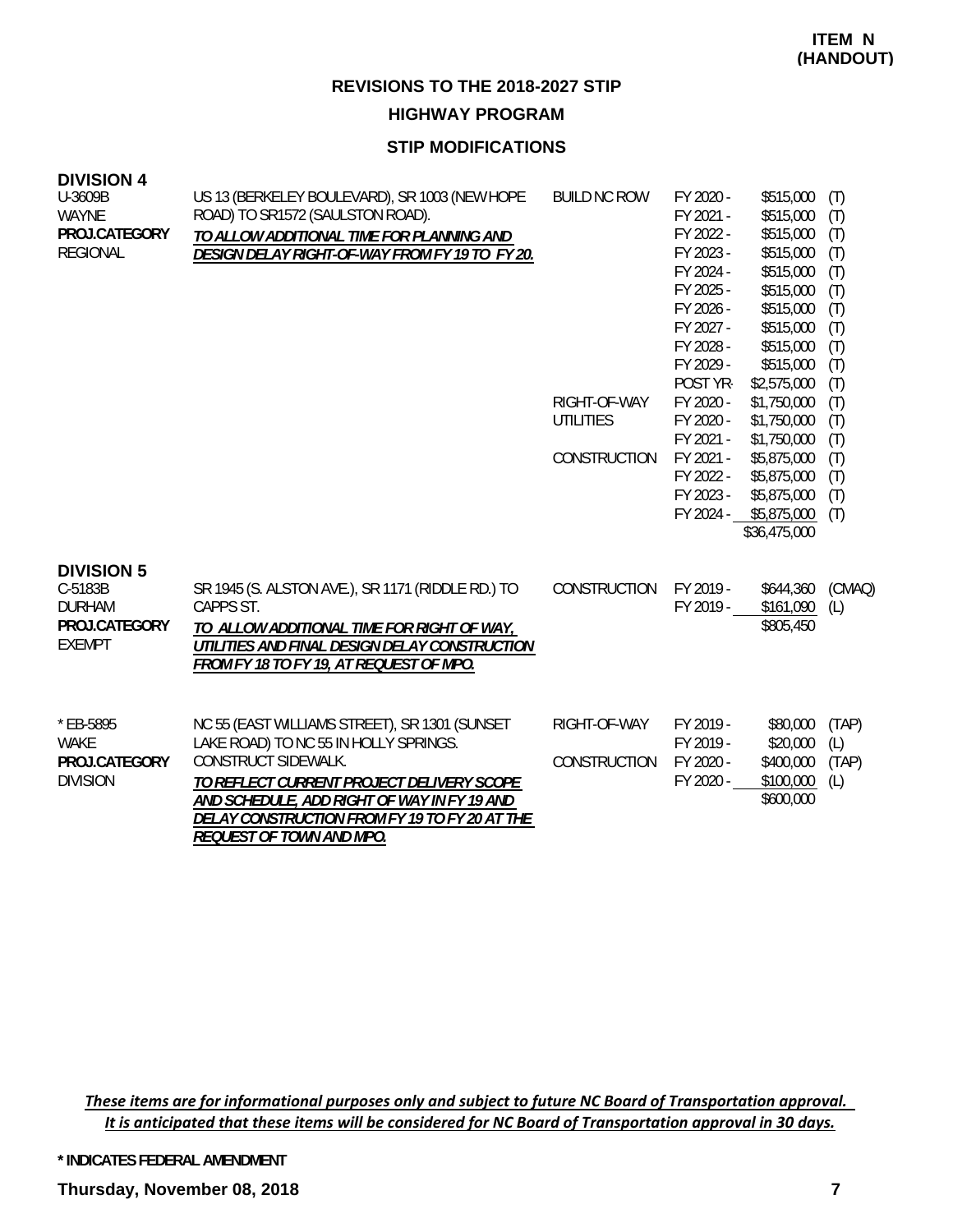**ITEM N (HANDOUT)**

## REVISIONS TO THE 2018-2027 STIP

### HIGHWAY PROGRAM

### STIP MODIFICATIONS

**DIVISION 4**

| | | | | | |
|---|---|---|---|---|---|
| U-3609B<br>WAYNE<br>**PROJ.CATEGORY**<br>REGIONAL | US 13 (BERKELEY BOULEVARD), SR 1003 (NEW HOPE ROAD) TO SR1572 (SAULSTON ROAD).<br>***<u>TO ALLOW ADDITIONAL TIME FOR PLANNING AND DESIGN DELAY RIGHT-OF-WAY FROM FY 19 TO FY 20.</u>*** | BUILD NC ROW | FY 2020 - | $515,000 | (T) |
| | | | FY 2021 - | $515,000 | (T) |
| | | | FY 2022 - | $515,000 | (T) |
| | | | FY 2023 - | $515,000 | (T) |
| | | | FY 2024 - | $515,000 | (T) |
| | | | FY 2025 - | $515,000 | (T) |
| | | | FY 2026 - | $515,000 | (T) |
| | | | FY 2027 - | $515,000 | (T) |
| | | | FY 2028 - | $515,000 | (T) |
| | | | FY 2029 - | $515,000 | (T) |
| | | | POST YR- | $2,575,000 | (T) |
| | | RIGHT-OF-WAY | FY 2020 - | $1,750,000 | (T) |
| | | UTILITIES | FY 2020 - | $1,750,000 | (T) |
| | | | FY 2021 - | $1,750,000 | (T) |
| | | CONSTRUCTION | FY 2021 - | $5,875,000 | (T) |
| | | | FY 2022 - | $5,875,000 | (T) |
| | | | FY 2023 - | $5,875,000 | (T) |
| | | | FY 2024 - | $5,875,000 | (T) |
| | | | | $36,475,000 | |

**DIVISION 5**

| | | | | | |
|---|---|---|---|---|---|
| C-5183B<br>DURHAM<br>**PROJ.CATEGORY**<br>EXEMPT | SR 1945 (S. ALSTON AVE.), SR 1171 (RIDDLE RD.) TO CAPPS ST.<br>***<u>TO ALLOW ADDITIONAL TIME FOR RIGHT OF WAY, UTILITIES AND FINAL DESIGN DELAY CONSTRUCTION FROM FY 18 TO FY 19, AT REQUEST OF MPO.</u>*** | CONSTRUCTION | FY 2019 - | $644,360 | (CMAQ) |
| | | | FY 2019 - | $161,090 | (L) |
| | | | | $805,450 | |
| * EB-5895<br>WAKE<br>**PROJ.CATEGORY**<br>DIVISION | NC 55 (EAST WILLIAMS STREET), SR 1301 (SUNSET LAKE ROAD) TO NC 55 IN HOLLY SPRINGS. CONSTRUCT SIDEWALK.<br>***<u>TO REFLECT CURRENT PROJECT DELIVERY SCOPE AND SCHEDULE, ADD RIGHT OF WAY IN FY 19 AND DELAY CONSTRUCTION FROM FY 19 TO FY 20 AT THE REQUEST OF TOWN AND MPO.</u>*** | RIGHT-OF-WAY | FY 2019 - | $80,000 | (TAP) |
| | | | FY 2019 - | $20,000 | (L) |
| | | CONSTRUCTION | FY 2020 - | $400,000 | (TAP) |
| | | | FY 2020 - | $100,000 | (L) |
| | | | | $600,000 | |

*<u>These items are for informational purposes only and subject to future NC Board of Transportation approval. It is anticipated that these items will be considered for NC Board of Transportation approval in 30 days.</u>*

**\* INDICATES FEDERAL AMENDMENT**

**Thursday, November 08, 2018**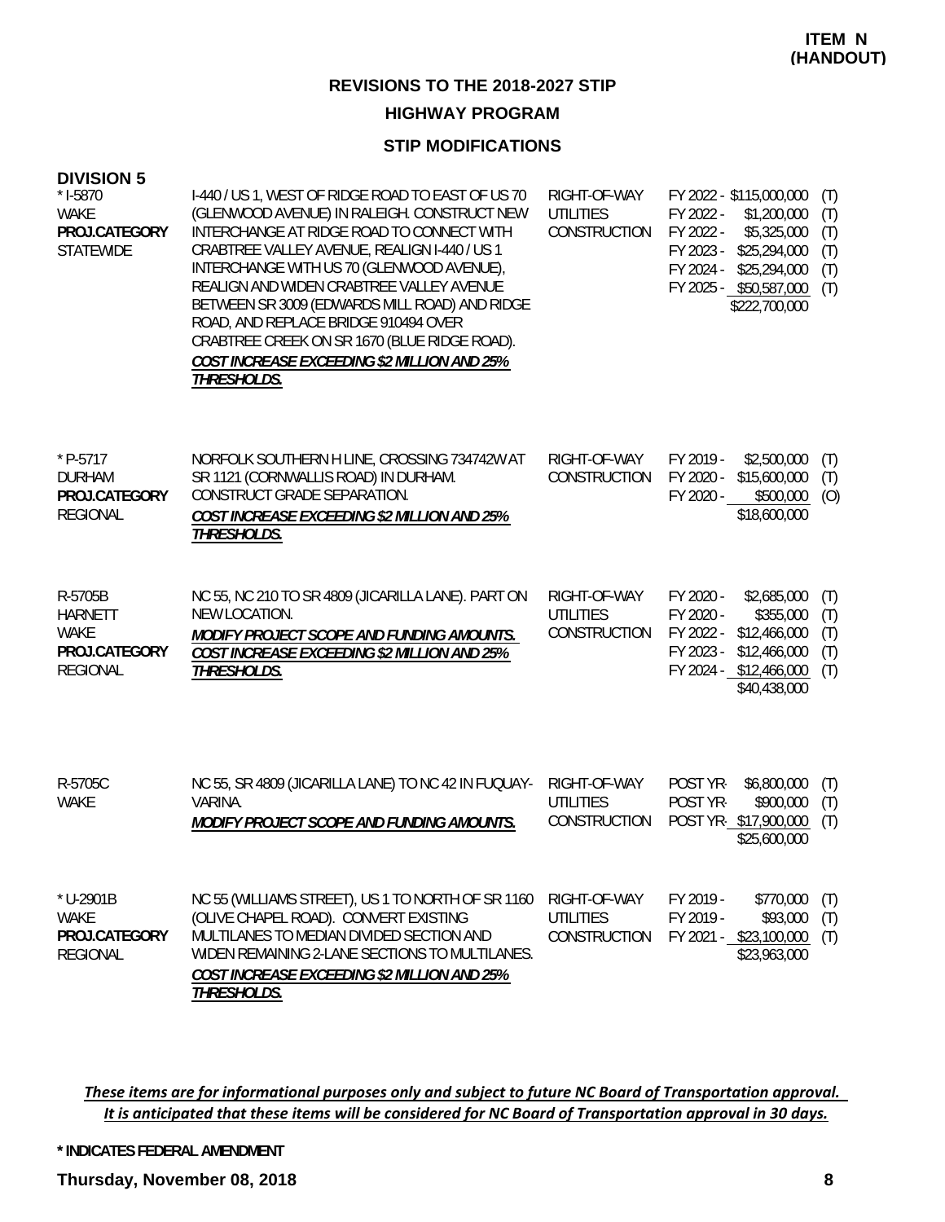**ITEM N (HANDOUT)**

## REVISIONS TO THE 2018-2027 STIP

### HIGHWAY PROGRAM

### STIP MODIFICATIONS

**DIVISION 5**

| | | | |
|---|---|---|---|
| * I-5870<br>WAKE<br>**PROJ.CATEGORY**<br>STATEWIDE | I-440 / US 1, WEST OF RIDGE ROAD TO EAST OF US 70 (GLENWOOD AVENUE) IN RALEIGH. CONSTRUCT NEW INTERCHANGE AT RIDGE ROAD TO CONNECT WITH CRABTREE VALLEY AVENUE, REALIGN I-440 / US 1 INTERCHANGE WITH US 70 (GLENWOOD AVENUE), REALIGN AND WIDEN CRABTREE VALLEY AVENUE BETWEEN SR 3009 (EDWARDS MILL ROAD) AND RIDGE ROAD, AND REPLACE BRIDGE 910494 OVER CRABTREE CREEK ON SR 1670 (BLUE RIDGE ROAD).<br>***COST INCREASE EXCEEDING $2 MILLION AND 25% THRESHOLDS.*** | RIGHT-OF-WAY<br>UTILITIES<br>CONSTRUCTION | FY 2022 - $115,000,000 (T)<br>FY 2022 - $1,200,000 (T)<br>FY 2022 - $5,325,000 (T)<br>FY 2023 - $25,294,000 (T)<br>FY 2024 - $25,294,000 (T)<br>FY 2025 - $50,587,000 (T)<br>$222,700,000 |
| * P-5717<br>DURHAM<br>**PROJ.CATEGORY**<br>REGIONAL | NORFOLK SOUTHERN H LINE, CROSSING 734742W AT SR 1121 (CORNWALLIS ROAD) IN DURHAM. CONSTRUCT GRADE SEPARATION.<br>***COST INCREASE EXCEEDING $2 MILLION AND 25% THRESHOLDS.*** | RIGHT-OF-WAY<br>CONSTRUCTION | FY 2019 - $2,500,000 (T)<br>FY 2020 - $15,600,000 (T)<br>FY 2020 - $500,000 (O)<br>$18,600,000 |
| R-5705B<br>HARNETT<br>WAKE<br>**PROJ.CATEGORY**<br>REGIONAL | NC 55, NC 210 TO SR 4809 (JICARILLA LANE). PART ON NEW LOCATION.<br>***MODIFY PROJECT SCOPE AND FUNDING AMOUNTS.***<br>***COST INCREASE EXCEEDING $2 MILLION AND 25% THRESHOLDS.*** | RIGHT-OF-WAY<br>UTILITIES<br>CONSTRUCTION | FY 2020 - $2,685,000 (T)<br>FY 2020 - $355,000 (T)<br>FY 2022 - $12,466,000 (T)<br>FY 2023 - $12,466,000 (T)<br>FY 2024 - $12,466,000 (T)<br>$40,438,000 |
| R-5705C<br>WAKE | NC 55, SR 4809 (JICARILLA LANE) TO NC 42 IN FUQUAY-VARINA.<br>***MODIFY PROJECT SCOPE AND FUNDING AMOUNTS.*** | RIGHT-OF-WAY<br>UTILITIES<br>CONSTRUCTION | POST YR- $6,800,000 (T)<br>POST YR- $900,000 (T)<br>POST YR- $17,900,000 (T)<br>$25,600,000 |
| * U-2901B<br>WAKE<br>**PROJ.CATEGORY**<br>REGIONAL | NC 55 (WILLIAMS STREET), US 1 TO NORTH OF SR 1160 (OLIVE CHAPEL ROAD). CONVERT EXISTING MULTILANES TO MEDIAN DIVIDED SECTION AND WIDEN REMAINING 2-LANE SECTIONS TO MULTILANES.<br>***COST INCREASE EXCEEDING $2 MILLION AND 25% THRESHOLDS.*** | RIGHT-OF-WAY<br>UTILITIES<br>CONSTRUCTION | FY 2019 - $770,000 (T)<br>FY 2019 - $93,000 (T)<br>FY 2021 - $23,100,000 (T)<br>$23,963,000 |

*These items are for informational purposes only and subject to future NC Board of Transportation approval. It is anticipated that these items will be considered for NC Board of Transportation approval in 30 days.*

**\* INDICATES FEDERAL AMENDMENT**

**Thursday, November 08, 2018**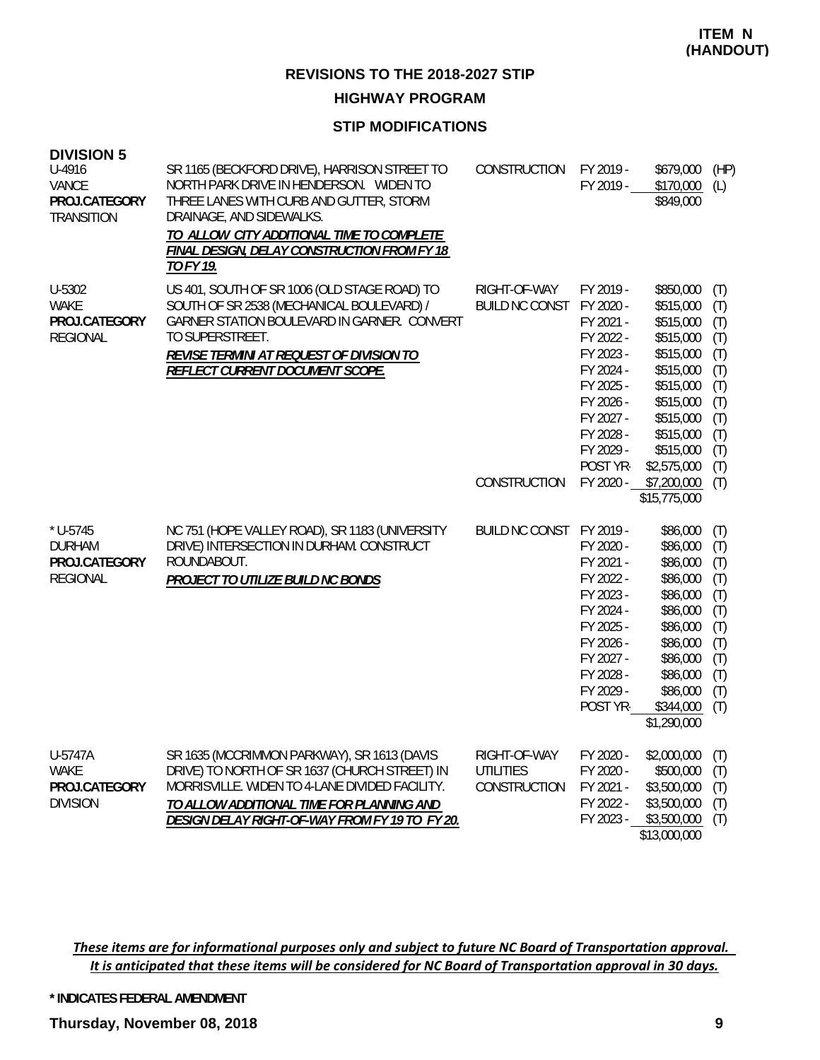**ITEM N
(HANDOUT)**

## REVISIONS TO THE 2018-2027 STIP

### HIGHWAY PROGRAM

### STIP MODIFICATIONS

**DIVISION 5**

| | | | | | |
|---|---|---|---|---|---|
| U-4916<br>VANCE<br>**PROJ.CATEGORY**<br>TRANSITION | SR 1165 (BECKFORD DRIVE), HARRISON STREET TO NORTH PARK DRIVE IN HENDERSON. WIDEN TO THREE LANES WITH CURB AND GUTTER, STORM DRAINAGE, AND SIDEWALKS.<br>***TO ALLOW CITY ADDITIONAL TIME TO COMPLETE FINAL DESIGN, DELAY CONSTRUCTION FROM FY 18 TO FY 19.*** | CONSTRUCTION | FY 2019 -<br>FY 2019 - | $679,000<br>$170,000<br>$849,000 | (HP)<br>(L) |
| U-5302<br>WAKE<br>**PROJ.CATEGORY**<br>REGIONAL | US 401, SOUTH OF SR 1006 (OLD STAGE ROAD) TO SOUTH OF SR 2538 (MECHANICAL BOULEVARD) / GARNER STATION BOULEVARD IN GARNER. CONVERT TO SUPERSTREET.<br>***REVISE TERMINI AT REQUEST OF DIVISION TO REFLECT CURRENT DOCUMENT SCOPE.*** | RIGHT-OF-WAY<br>BUILD NC CONST<br><br><br><br><br><br><br><br><br><br><br>CONSTRUCTION | FY 2019 -<br>FY 2020 -<br>FY 2021 -<br>FY 2022 -<br>FY 2023 -<br>FY 2024 -<br>FY 2025 -<br>FY 2026 -<br>FY 2027 -<br>FY 2028 -<br>FY 2029 -<br>POST YR-<br>FY 2020 - | $850,000<br>$515,000<br>$515,000<br>$515,000<br>$515,000<br>$515,000<br>$515,000<br>$515,000<br>$515,000<br>$515,000<br>$515,000<br>$2,575,000<br>$7,200,000<br>$15,775,000 | (T)<br>(T)<br>(T)<br>(T)<br>(T)<br>(T)<br>(T)<br>(T)<br>(T)<br>(T)<br>(T)<br>(T)<br>(T) |
| * U-5745<br>DURHAM<br>**PROJ.CATEGORY**<br>REGIONAL | NC 751 (HOPE VALLEY ROAD), SR 1183 (UNIVERSITY DRIVE) INTERSECTION IN DURHAM. CONSTRUCT ROUNDABOUT.<br>***PROJECT TO UTILIZE BUILD NC BONDS*** | BUILD NC CONST | FY 2019 -<br>FY 2020 -<br>FY 2021 -<br>FY 2022 -<br>FY 2023 -<br>FY 2024 -<br>FY 2025 -<br>FY 2026 -<br>FY 2027 -<br>FY 2028 -<br>FY 2029 -<br>POST YR- | $86,000<br>$86,000<br>$86,000<br>$86,000<br>$86,000<br>$86,000<br>$86,000<br>$86,000<br>$86,000<br>$86,000<br>$86,000<br>$344,000<br>$1,290,000 | (T)<br>(T)<br>(T)<br>(T)<br>(T)<br>(T)<br>(T)<br>(T)<br>(T)<br>(T)<br>(T)<br>(T) |
| U-5747A<br>WAKE<br>**PROJ.CATEGORY**<br>DIVISION | SR 1635 (MCCRIMMON PARKWAY), SR 1613 (DAVIS DRIVE) TO NORTH OF SR 1637 (CHURCH STREET) IN MORRISVILLE. WIDEN TO 4-LANE DIVIDED FACILITY.<br>***TO ALLOW ADDITIONAL TIME FOR PLANNING AND DESIGN DELAY RIGHT-OF-WAY FROM FY 19 TO FY 20.*** | RIGHT-OF-WAY<br>UTILITIES<br>CONSTRUCTION | FY 2020 -<br>FY 2020 -<br>FY 2021 -<br>FY 2022 -<br>FY 2023 - | $2,000,000<br>$500,000<br>$3,500,000<br>$3,500,000<br>$3,500,000<br>$13,000,000 | (T)<br>(T)<br>(T)<br>(T)<br>(T) |

*These items are for informational purposes only and subject to future NC Board of Transportation approval. It is anticipated that these items will be considered for NC Board of Transportation approval in 30 days.*

**\* INDICATES FEDERAL AMENDMENT**

**Thursday, November 08, 2018**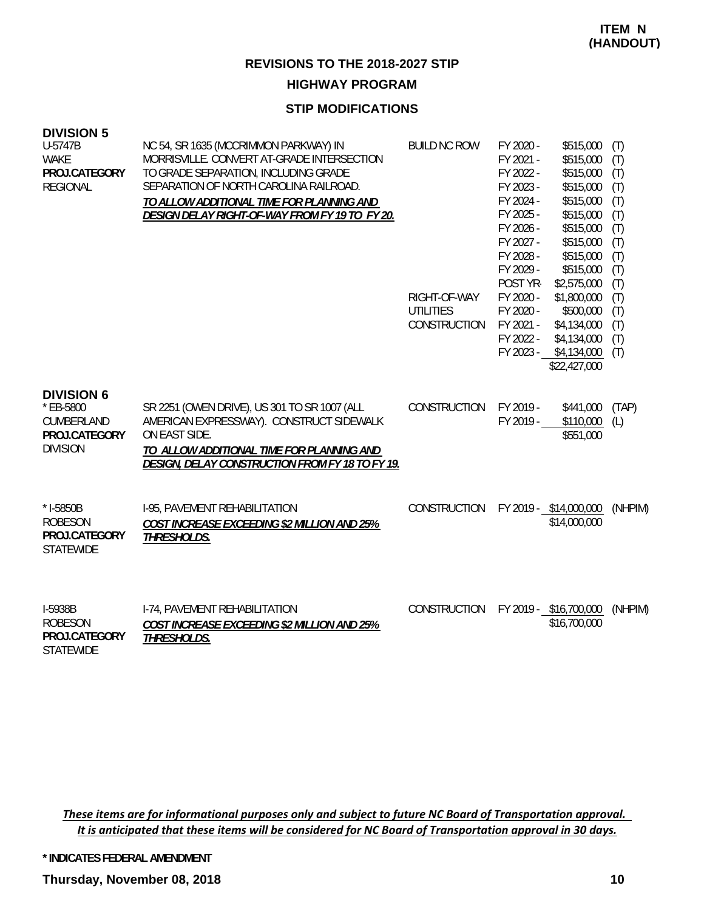**ITEM N (HANDOUT)**

## REVISIONS TO THE 2018-2027 STIP

### HIGHWAY PROGRAM

### STIP MODIFICATIONS

**DIVISION 5**

| | | | | | |
|---|---|---|---|---|---|
| U-5747B<br>WAKE<br>**PROJ.CATEGORY**<br>REGIONAL | NC 54, SR 1635 (MCCRIMMON PARKWAY) IN MORRISVILLE. CONVERT AT-GRADE INTERSECTION TO GRADE SEPARATION, INCLUDING GRADE SEPARATION OF NORTH CAROLINA RAILROAD.<br>***TO ALLOW ADDITIONAL TIME FOR PLANNING AND DESIGN DELAY RIGHT-OF-WAY FROM FY 19 TO FY 20.*** | BUILD NC ROW | FY 2020 - | $515,000 | (T) |
| | | | FY 2021 - | $515,000 | (T) |
| | | | FY 2022 - | $515,000 | (T) |
| | | | FY 2023 - | $515,000 | (T) |
| | | | FY 2024 - | $515,000 | (T) |
| | | | FY 2025 - | $515,000 | (T) |
| | | | FY 2026 - | $515,000 | (T) |
| | | | FY 2027 - | $515,000 | (T) |
| | | | FY 2028 - | $515,000 | (T) |
| | | | FY 2029 - | $515,000 | (T) |
| | | | POST YR- | $2,575,000 | (T) |
| | | RIGHT-OF-WAY | FY 2020 - | $1,800,000 | (T) |
| | | UTILITIES | FY 2020 - | $500,000 | (T) |
| | | CONSTRUCTION | FY 2021 - | $4,134,000 | (T) |
| | | | FY 2022 - | $4,134,000 | (T) |
| | | | FY 2023 - | $4,134,000 | (T) |
| | | | | $22,427,000 | |

**DIVISION 6**

| | | | | | |
|---|---|---|---|---|---|
| * EB-5800<br>CUMBERLAND<br>**PROJ.CATEGORY**<br>DIVISION | SR 2251 (OWEN DRIVE), US 301 TO SR 1007 (ALL AMERICAN EXPRESSWAY). CONSTRUCT SIDEWALK ON EAST SIDE.<br>***TO ALLOW ADDITIONAL TIME FOR PLANNING AND DESIGN, DELAY CONSTRUCTION FROM FY 18 TO FY 19.*** | CONSTRUCTION | FY 2019 - | $441,000 | (TAP) |
| | | | FY 2019 - | $110,000 | (L) |
| | | | | $551,000 | |
| * I-5850B<br>ROBESON<br>**PROJ.CATEGORY**<br>STATEWIDE | I-95, PAVEMENT REHABILITATION<br>***COST INCREASE EXCEEDING $2 MILLION AND 25% THRESHOLDS.*** | CONSTRUCTION | FY 2019 - | $14,000,000 | (NHPIM) |
| | | | | $14,000,000 | |
| I-5938B<br>ROBESON<br>**PROJ.CATEGORY**<br>STATEWIDE | I-74, PAVEMENT REHABILITATION<br>***COST INCREASE EXCEEDING $2 MILLION AND 25% THRESHOLDS.*** | CONSTRUCTION | FY 2019 - | $16,700,000 | (NHPIM) |
| | | | | $16,700,000 | |

*These items are for informational purposes only and subject to future NC Board of Transportation approval. It is anticipated that these items will be considered for NC Board of Transportation approval in 30 days.*

**\* INDICATES FEDERAL AMENDMENT**

**Thursday, November 08, 2018**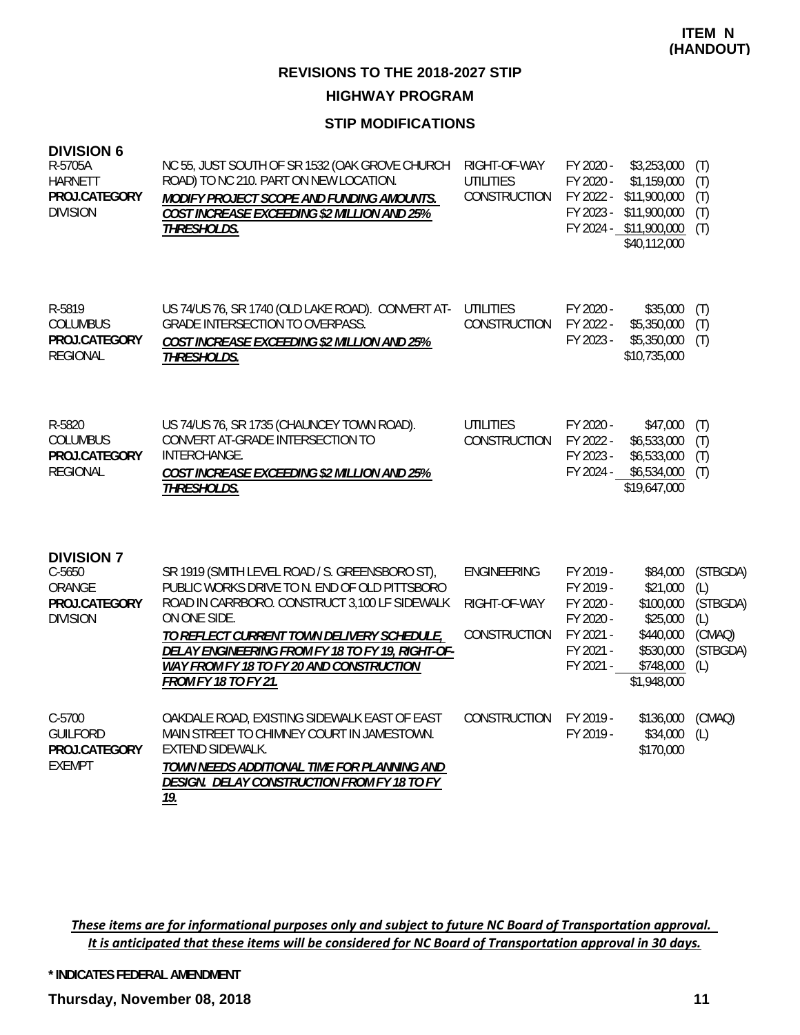**ITEM N (HANDOUT)**

## REVISIONS TO THE 2018-2027 STIP

### HIGHWAY PROGRAM

### STIP MODIFICATIONS

**DIVISION 6**

| | | | | | |
|---|---|---|---|---|---|
| R-5705A<br>HARNETT<br>**PROJ.CATEGORY**<br>DIVISION | NC 55, JUST SOUTH OF SR 1532 (OAK GROVE CHURCH ROAD) TO NC 210. PART ON NEW LOCATION.<br>***MODIFY PROJECT SCOPE AND FUNDING AMOUNTS. COST INCREASE EXCEEDING $2 MILLION AND 25% THRESHOLDS.*** | RIGHT-OF-WAY<br>UTILITIES<br>CONSTRUCTION | FY 2020 -<br>FY 2020 -<br>FY 2022 -<br>FY 2023 -<br>FY 2024 - | $3,253,000<br>$1,159,000<br>$11,900,000<br>$11,900,000<br>$11,900,000<br>$40,112,000 | (T)<br>(T)<br>(T)<br>(T)<br>(T) |
| R-5819<br>COLUMBUS<br>**PROJ.CATEGORY**<br>REGIONAL | US 74/US 76, SR 1740 (OLD LAKE ROAD). CONVERT AT-GRADE INTERSECTION TO OVERPASS.<br>***COST INCREASE EXCEEDING $2 MILLION AND 25% THRESHOLDS.*** | UTILITIES<br>CONSTRUCTION | FY 2020 -<br>FY 2022 -<br>FY 2023 - | $35,000<br>$5,350,000<br>$5,350,000<br>$10,735,000 | (T)<br>(T)<br>(T) |
| R-5820<br>COLUMBUS<br>**PROJ.CATEGORY**<br>REGIONAL | US 74/US 76, SR 1735 (CHAUNCEY TOWN ROAD). CONVERT AT-GRADE INTERSECTION TO INTERCHANGE.<br>***COST INCREASE EXCEEDING $2 MILLION AND 25% THRESHOLDS.*** | UTILITIES<br>CONSTRUCTION | FY 2020 -<br>FY 2022 -<br>FY 2023 -<br>FY 2024 - | $47,000<br>$6,533,000<br>$6,533,000<br>$6,534,000<br>$19,647,000 | (T)<br>(T)<br>(T)<br>(T) |

**DIVISION 7**

| | | | | | |
|---|---|---|---|---|---|
| C-5650<br>ORANGE<br>**PROJ.CATEGORY**<br>DIVISION | SR 1919 (SMITH LEVEL ROAD / S. GREENSBORO ST), PUBLIC WORKS DRIVE TO N. END OF OLD PITTSBORO ROAD IN CARRBORO. CONSTRUCT 3,100 LF SIDEWALK ON ONE SIDE.<br>***TO REFLECT CURRENT TOWN DELIVERY SCHEDULE, DELAY ENGINEERING FROM FY 18 TO FY 19, RIGHT-OF-WAY FROM FY 18 TO FY 20 AND CONSTRUCTION FROM FY 18 TO FY 21.*** | ENGINEERING<br><br>RIGHT-OF-WAY<br><br>CONSTRUCTION | FY 2019 -<br>FY 2019 -<br>FY 2020 -<br>FY 2020 -<br>FY 2021 -<br>FY 2021 -<br>FY 2021 - | $84,000<br>$21,000<br>$100,000<br>$25,000<br>$440,000<br>$530,000<br>$748,000<br>$1,948,000 | (STBGDA)<br>(L)<br>(STBGDA)<br>(L)<br>(CMAQ)<br>(STBGDA)<br>(L) |
| C-5700<br>GUILFORD<br>**PROJ.CATEGORY**<br>EXEMPT | OAKDALE ROAD, EXISTING SIDEWALK EAST OF EAST MAIN STREET TO CHIMNEY COURT IN JAMESTOWN. EXTEND SIDEWALK.<br>***TOWN NEEDS ADDITIONAL TIME FOR PLANNING AND DESIGN. DELAY CONSTRUCTION FROM FY 18 TO FY 19.*** | CONSTRUCTION | FY 2019 -<br>FY 2019 - | $136,000<br>$34,000<br>$170,000 | (CMAQ)<br>(L) |

*These items are for informational purposes only and subject to future NC Board of Transportation approval. It is anticipated that these items will be considered for NC Board of Transportation approval in 30 days.*

**\* INDICATES FEDERAL AMENDMENT**

**Thursday, November 08, 2018**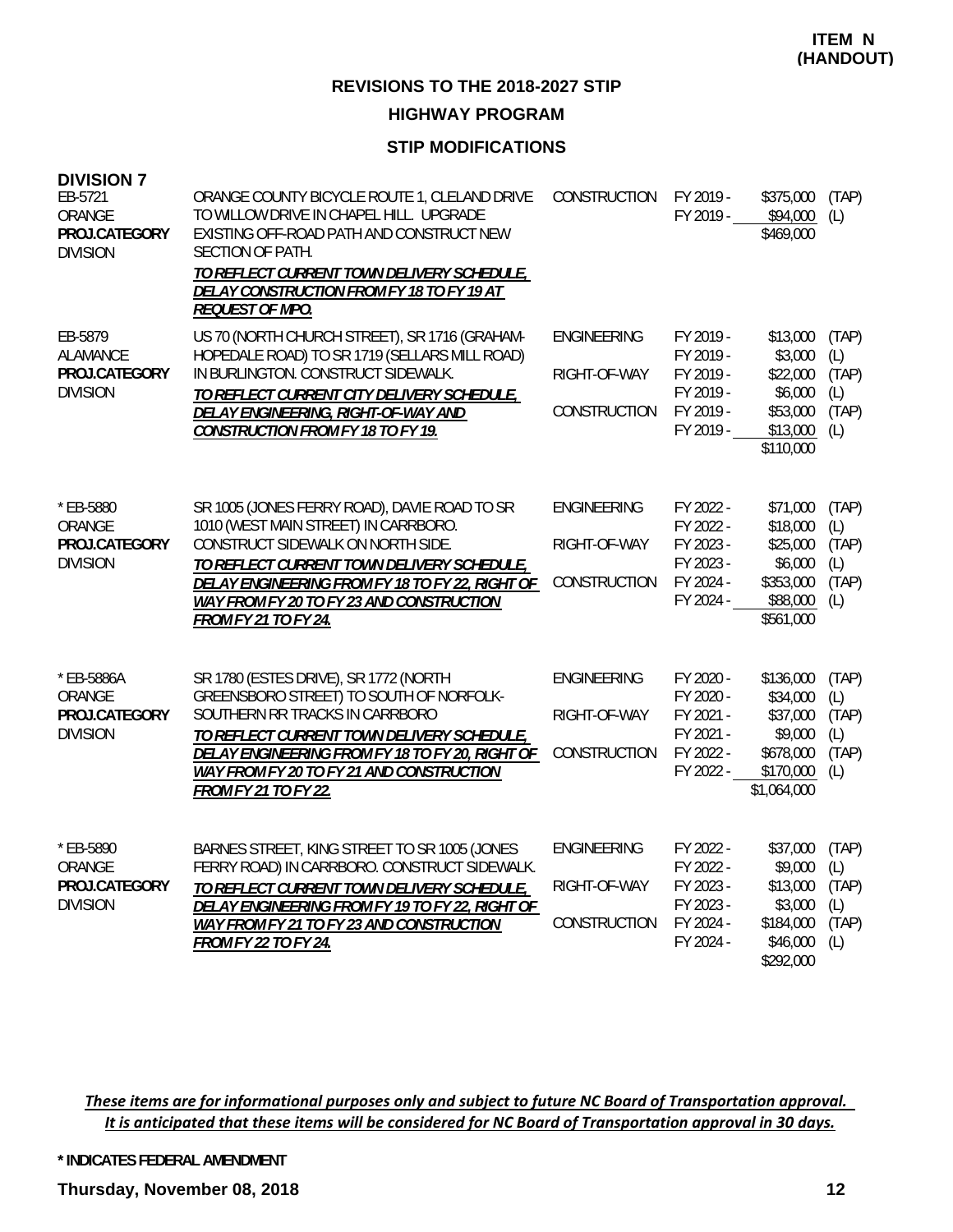**ITEM N (HANDOUT)**

# REVISIONS TO THE 2018-2027 STIP

## HIGHWAY PROGRAM

### STIP MODIFICATIONS

**DIVISION 7**

| | | | | | |
|---|---|---|---|---|---|
| EB-5721<br>ORANGE<br>**PROJ.CATEGORY**<br>DIVISION | ORANGE COUNTY BICYCLE ROUTE 1, CLELAND DRIVE TO WILLOW DRIVE IN CHAPEL HILL. UPGRADE EXISTING OFF-ROAD PATH AND CONSTRUCT NEW SECTION OF PATH.<br>***TO REFLECT CURRENT TOWN DELIVERY SCHEDULE, DELAY CONSTRUCTION FROM FY 18 TO FY 19 AT REQUEST OF MPO.*** | CONSTRUCTION | FY 2019 -<br>FY 2019 - | $375,000<br>$94,000<br>$469,000 | (TAP)<br>(L) |
| EB-5879<br>ALAMANCE<br>**PROJ.CATEGORY**<br>DIVISION | US 70 (NORTH CHURCH STREET), SR 1716 (GRAHAM-HOPEDALE ROAD) TO SR 1719 (SELLARS MILL ROAD) IN BURLINGTON. CONSTRUCT SIDEWALK.<br>***TO REFLECT CURRENT CITY DELIVERY SCHEDULE, DELAY ENGINEERING, RIGHT-OF-WAY AND CONSTRUCTION FROM FY 18 TO FY 19.*** | ENGINEERING<br><br>RIGHT-OF-WAY<br><br>CONSTRUCTION | FY 2019 -<br>FY 2019 -<br>FY 2019 -<br>FY 2019 -<br>FY 2019 -<br>FY 2019 - | $13,000<br>$3,000<br>$22,000<br>$6,000<br>$53,000<br>$13,000<br>$110,000 | (TAP)<br>(L)<br>(TAP)<br>(L)<br>(TAP)<br>(L) |
| * EB-5880<br>ORANGE<br>**PROJ.CATEGORY**<br>DIVISION | SR 1005 (JONES FERRY ROAD), DAVIE ROAD TO SR 1010 (WEST MAIN STREET) IN CARRBORO. CONSTRUCT SIDEWALK ON NORTH SIDE.<br>***TO REFLECT CURRENT TOWN DELIVERY SCHEDULE, DELAY ENGINEERING FROM FY 18 TO FY 22, RIGHT OF WAY FROM FY 20 TO FY 23 AND CONSTRUCTION FROM FY 21 TO FY 24.*** | ENGINEERING<br><br>RIGHT-OF-WAY<br><br>CONSTRUCTION | FY 2022 -<br>FY 2022 -<br>FY 2023 -<br>FY 2023 -<br>FY 2024 -<br>FY 2024 - | $71,000<br>$18,000<br>$25,000<br>$6,000<br>$353,000<br>$88,000<br>$561,000 | (TAP)<br>(L)<br>(TAP)<br>(L)<br>(TAP)<br>(L) |
| * EB-5886A<br>ORANGE<br>**PROJ.CATEGORY**<br>DIVISION | SR 1780 (ESTES DRIVE), SR 1772 (NORTH GREENSBORO STREET) TO SOUTH OF NORFOLK-SOUTHERN RR TRACKS IN CARRBORO<br>***TO REFLECT CURRENT TOWN DELIVERY SCHEDULE, DELAY ENGINEERING FROM FY 18 TO FY 20, RIGHT OF WAY FROM FY 20 TO FY 21 AND CONSTRUCTION FROM FY 21 TO FY 22.*** | ENGINEERING<br><br>RIGHT-OF-WAY<br><br>CONSTRUCTION | FY 2020 -<br>FY 2020 -<br>FY 2021 -<br>FY 2021 -<br>FY 2022 -<br>FY 2022 - | $136,000<br>$34,000<br>$37,000<br>$9,000<br>$678,000<br>$170,000<br>$1,064,000 | (TAP)<br>(L)<br>(TAP)<br>(L)<br>(TAP)<br>(L) |
| * EB-5890<br>ORANGE<br>**PROJ.CATEGORY**<br>DIVISION | BARNES STREET, KING STREET TO SR 1005 (JONES FERRY ROAD) IN CARRBORO. CONSTRUCT SIDEWALK.<br>***TO REFLECT CURRENT TOWN DELIVERY SCHEDULE, DELAY ENGINEERING FROM FY 19 TO FY 22, RIGHT OF WAY FROM FY 21 TO FY 23 AND CONSTRUCTION FROM FY 22 TO FY 24.*** | ENGINEERING<br><br>RIGHT-OF-WAY<br><br>CONSTRUCTION | FY 2022 -<br>FY 2022 -<br>FY 2023 -<br>FY 2023 -<br>FY 2024 -<br>FY 2024 - | $37,000<br>$9,000<br>$13,000<br>$3,000<br>$184,000<br>$46,000<br>$292,000 | (TAP)<br>(L)<br>(TAP)<br>(L)<br>(TAP)<br>(L) |

*These items are for informational purposes only and subject to future NC Board of Transportation approval. It is anticipated that these items will be considered for NC Board of Transportation approval in 30 days.*

**\* INDICATES FEDERAL AMENDMENT**

**Thursday, November 08, 2018**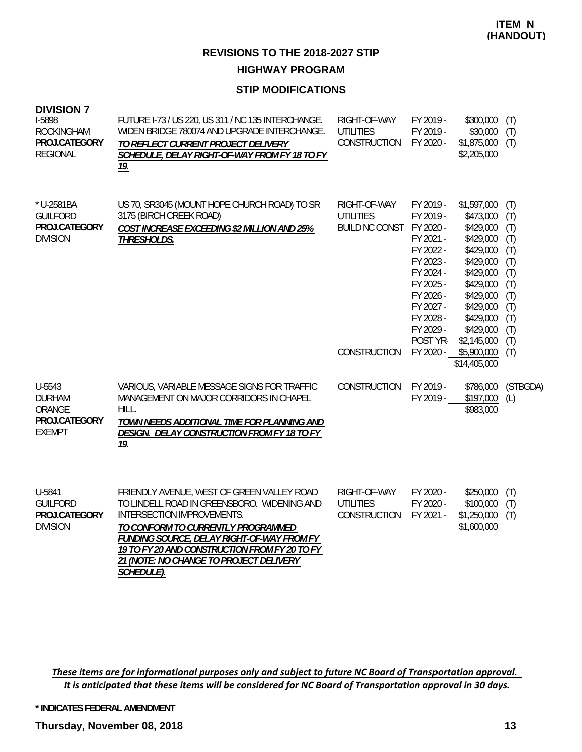**ITEM N (HANDOUT)**

## REVISIONS TO THE 2018-2027 STIP

### HIGHWAY PROGRAM

### STIP MODIFICATIONS

**DIVISION 7**

| | | | | | |
|---|---|---|---|---|---|
| I-5898<br>ROCKINGHAM<br>**PROJ.CATEGORY**<br>REGIONAL | FUTURE I-73 / US 220, US 311 / NC 135 INTERCHANGE. WIDEN BRIDGE 780074 AND UPGRADE INTERCHANGE.<br>***TO REFLECT CURRENT PROJECT DELIVERY SCHEDULE, DELAY RIGHT-OF-WAY FROM FY 18 TO FY 19.*** | RIGHT-OF-WAY | FY 2019 - | $300,000 | (T) |
| | | UTILITIES | FY 2019 - | $30,000 | (T) |
| | | CONSTRUCTION | FY 2020 - | $1,875,000 | (T) |
| | | | | $2,205,000 | |
| * U-2581BA<br>GUILFORD<br>**PROJ.CATEGORY**<br>DIVISION | US 70, SR3045 (MOUNT HOPE CHURCH ROAD) TO SR 3175 (BIRCH CREEK ROAD)<br>***COST INCREASE EXCEEDING $2 MILLION AND 25% THRESHOLDS.*** | RIGHT-OF-WAY | FY 2019 - | $1,597,000 | (T) |
| | | UTILITIES | FY 2019 - | $473,000 | (T) |
| | | BUILD NC CONST | FY 2020 - | $429,000 | (T) |
| | | | FY 2021 - | $429,000 | (T) |
| | | | FY 2022 - | $429,000 | (T) |
| | | | FY 2023 - | $429,000 | (T) |
| | | | FY 2024 - | $429,000 | (T) |
| | | | FY 2025 - | $429,000 | (T) |
| | | | FY 2026 - | $429,000 | (T) |
| | | | FY 2027 - | $429,000 | (T) |
| | | | FY 2028 - | $429,000 | (T) |
| | | | FY 2029 - | $429,000 | (T) |
| | | | POST YR- | $2,145,000 | (T) |
| | | CONSTRUCTION | FY 2020 - | $5,900,000 | (T) |
| | | | | $14,405,000 | |
| U-5543<br>DURHAM<br>ORANGE<br>**PROJ.CATEGORY**<br>EXEMPT | VARIOUS, VARIABLE MESSAGE SIGNS FOR TRAFFIC MANAGEMENT ON MAJOR CORRIDORS IN CHAPEL HILL.<br>***TOWN NEEDS ADDITIONAL TIME FOR PLANNING AND DESIGN. DELAY CONSTRUCTION FROM FY 18 TO FY 19.*** | CONSTRUCTION | FY 2019 - | $786,000 | (STBGDA) |
| | | | FY 2019 - | $197,000 | (L) |
| | | | | $983,000 | |
| U-5841<br>GUILFORD<br>**PROJ.CATEGORY**<br>DIVISION | FRIENDLY AVENUE, WEST OF GREEN VALLEY ROAD TO LINDELL ROAD IN GREENSBORO. WIDENING AND INTERSECTION IMPROVEMENTS.<br>***TO CONFORM TO CURRENTLY PROGRAMMED FUNDING SOURCE, DELAY RIGHT-OF-WAY FROM FY 19 TO FY 20 AND CONSTRUCTION FROM FY 20 TO FY 21 (NOTE: NO CHANGE TO PROJECT DELIVERY SCHEDULE).*** | RIGHT-OF-WAY | FY 2020 - | $250,000 | (T) |
| | | UTILITIES | FY 2020 - | $100,000 | (T) |
| | | CONSTRUCTION | FY 2021 - | $1,250,000 | (T) |
| | | | | $1,600,000 | |

*These items are for informational purposes only and subject to future NC Board of Transportation approval. It is anticipated that these items will be considered for NC Board of Transportation approval in 30 days.*

**\* INDICATES FEDERAL AMENDMENT**

**Thursday, November 08, 2018**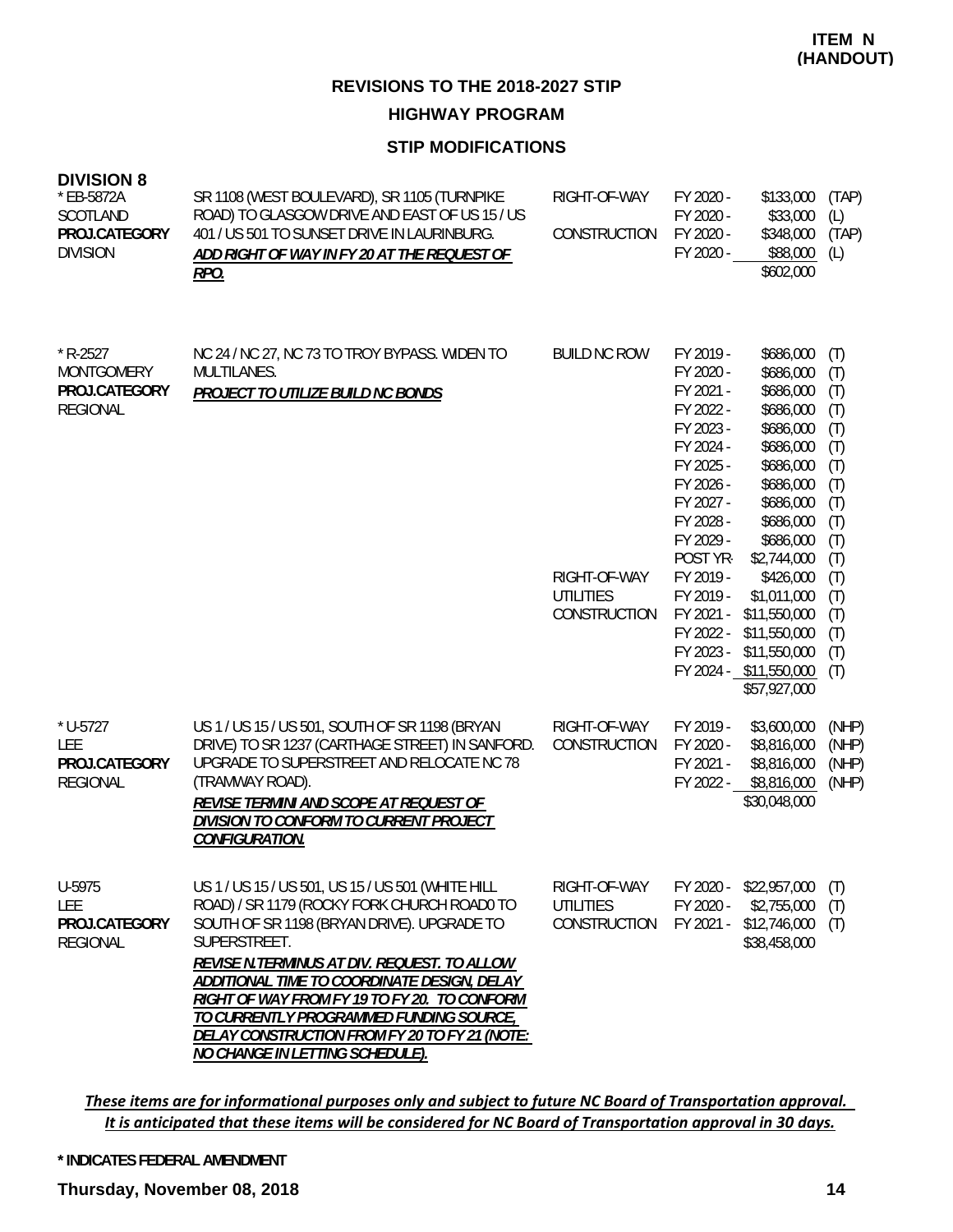**ITEM N (HANDOUT)**

## REVISIONS TO THE 2018-2027 STIP

### HIGHWAY PROGRAM

### STIP MODIFICATIONS

**DIVISION 8**

| | | | | | |
|---|---|---|---|---|---|
| * EB-5872A<br>SCOTLAND<br>**PROJ.CATEGORY**<br>DIVISION | SR 1108 (WEST BOULEVARD), SR 1105 (TURNPIKE ROAD) TO GLASGOW DRIVE AND EAST OF US 15 / US 401 / US 501 TO SUNSET DRIVE IN LAURINBURG.<br>***ADD RIGHT OF WAY IN FY 20 AT THE REQUEST OF RPO.*** | RIGHT-OF-WAY | FY 2020 - | $133,000 | (TAP) |
| | | | FY 2020 - | $33,000 | (L) |
| | | CONSTRUCTION | FY 2020 - | $348,000 | (TAP) |
| | | | FY 2020 - | $88,000 | (L) |
| | | | | $602,000 | |
| * R-2527<br>MONTGOMERY<br>**PROJ.CATEGORY**<br>REGIONAL | NC 24 / NC 27, NC 73 TO TROY BYPASS. WIDEN TO MULTILANES.<br>***PROJECT TO UTILIZE BUILD NC BONDS*** | BUILD NC ROW | FY 2019 - | $686,000 | (T) |
| | | | FY 2020 - | $686,000 | (T) |
| | | | FY 2021 - | $686,000 | (T) |
| | | | FY 2022 - | $686,000 | (T) |
| | | | FY 2023 - | $686,000 | (T) |
| | | | FY 2024 - | $686,000 | (T) |
| | | | FY 2025 - | $686,000 | (T) |
| | | | FY 2026 - | $686,000 | (T) |
| | | | FY 2027 - | $686,000 | (T) |
| | | | FY 2028 - | $686,000 | (T) |
| | | | FY 2029 - | $686,000 | (T) |
| | | | POST YR- | $2,744,000 | (T) |
| | | RIGHT-OF-WAY | FY 2019 - | $426,000 | (T) |
| | | UTILITIES | FY 2019 - | $1,011,000 | (T) |
| | | CONSTRUCTION | FY 2021 - | $11,550,000 | (T) |
| | | | FY 2022 - | $11,550,000 | (T) |
| | | | FY 2023 - | $11,550,000 | (T) |
| | | | FY 2024 - | $11,550,000 | (T) |
| | | | | $57,927,000 | |
| * U-5727<br>LEE<br>**PROJ.CATEGORY**<br>REGIONAL | US 1 / US 15 / US 501, SOUTH OF SR 1198 (BRYAN DRIVE) TO SR 1237 (CARTHAGE STREET) IN SANFORD. UPGRADE TO SUPERSTREET AND RELOCATE NC 78 (TRAMWAY ROAD).<br>***REVISE TERMINI AND SCOPE AT REQUEST OF DIVISION TO CONFORM TO CURRENT PROJECT CONFIGURATION.*** | RIGHT-OF-WAY | FY 2019 - | $3,600,000 | (NHP) |
| | | CONSTRUCTION | FY 2020 - | $8,816,000 | (NHP) |
| | | | FY 2021 - | $8,816,000 | (NHP) |
| | | | FY 2022 - | $8,816,000 | (NHP) |
| | | | | $30,048,000 | |
| U-5975<br>LEE<br>**PROJ.CATEGORY**<br>REGIONAL | US 1 / US 15 / US 501, US 15 / US 501 (WHITE HILL ROAD) / SR 1179 (ROCKY FORK CHURCH ROAD0 TO SOUTH OF SR 1198 (BRYAN DRIVE). UPGRADE TO SUPERSTREET.<br>***REVISE N.TERMINUS AT DIV. REQUEST. TO ALLOW ADDITIONAL TIME TO COORDINATE DESIGN, DELAY RIGHT OF WAY FROM FY 19 TO FY 20. TO CONFORM TO CURRENTLY PROGRAMMED FUNDING SOURCE, DELAY CONSTRUCTION FROM FY 20 TO FY 21 (NOTE: NO CHANGE IN LETTING SCHEDULE).*** | RIGHT-OF-WAY | FY 2020 - | $22,957,000 | (T) |
| | | UTILITIES | FY 2020 - | $2,755,000 | (T) |
| | | CONSTRUCTION | FY 2021 - | $12,746,000 | (T) |
| | | | | $38,458,000 | |

***These items are for informational purposes only and subject to future NC Board of Transportation approval. It is anticipated that these items will be considered for NC Board of Transportation approval in 30 days.***

**\* INDICATES FEDERAL AMENDMENT**

**Thursday, November 08, 2018**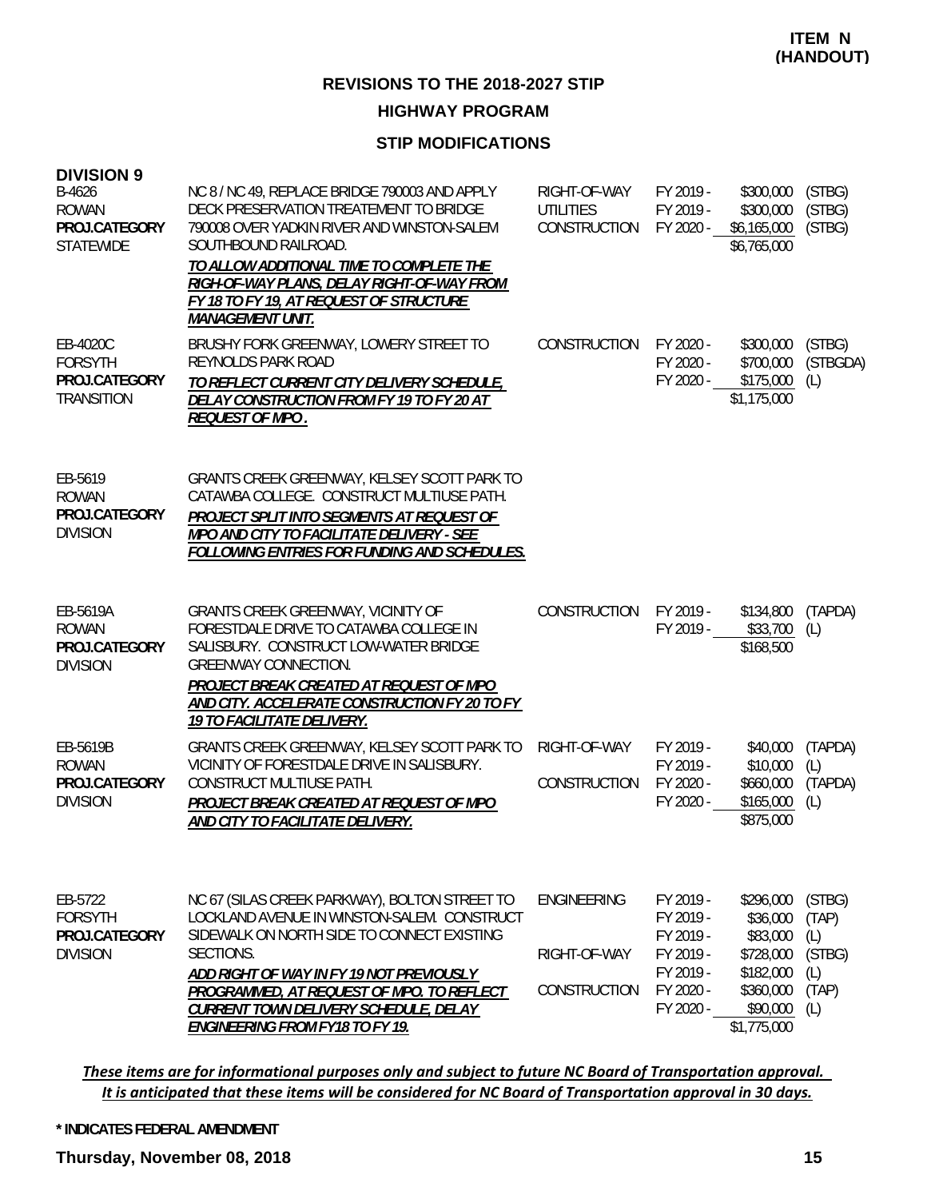**ITEM N (HANDOUT)**

## REVISIONS TO THE 2018-2027 STIP

### HIGHWAY PROGRAM

### STIP MODIFICATIONS

**DIVISION 9**

| | | | | | |
|---|---|---|---|---|---|
| B-4626<br>ROWAN<br>**PROJ.CATEGORY**<br>STATEWIDE | NC 8 / NC 49, REPLACE BRIDGE 790003 AND APPLY DECK PRESERVATION TREATEMENT TO BRIDGE 790008 OVER YADKIN RIVER AND WINSTON-SALEM SOUTHBOUND RAILROAD.<br>***TO ALLOW ADDITIONAL TIME TO COMPLETE THE RIGH-OF-WAY PLANS, DELAY RIGHT-OF-WAY FROM FY 18 TO FY 19, AT REQUEST OF STRUCTURE MANAGEMENT UNIT.*** | RIGHT-OF-WAY<br>UTILITIES<br>CONSTRUCTION | FY 2019 -<br>FY 2019 -<br>FY 2020 - | \$300,000<br>\$300,000<br>\$6,165,000<br>\$6,765,000 | (STBG)<br>(STBG)<br>(STBG) |
| EB-4020C<br>FORSYTH<br>**PROJ.CATEGORY**<br>TRANSITION | BRUSHY FORK GREENWAY, LOWERY STREET TO REYNOLDS PARK ROAD<br>***TO REFLECT CURRENT CITY DELIVERY SCHEDULE, DELAY CONSTRUCTION FROM FY 19 TO FY 20 AT REQUEST OF MPO.*** | CONSTRUCTION | FY 2020 -<br>FY 2020 -<br>FY 2020 - | \$300,000<br>\$700,000<br>\$175,000<br>\$1,175,000 | (STBG)<br>(STBGDA)<br>(L) |
| EB-5619<br>ROWAN<br>**PROJ.CATEGORY**<br>DIVISION | GRANTS CREEK GREENWAY, KELSEY SCOTT PARK TO CATAWBA COLLEGE. CONSTRUCT MULTIUSE PATH.<br>***PROJECT SPLIT INTO SEGMENTS AT REQUEST OF MPO AND CITY TO FACILITATE DELIVERY - SEE FOLLOWING ENTRIES FOR FUNDING AND SCHEDULES.*** | | | | |
| EB-5619A<br>ROWAN<br>**PROJ.CATEGORY**<br>DIVISION | GRANTS CREEK GREENWAY, VICINITY OF FORESTDALE DRIVE TO CATAWBA COLLEGE IN SALISBURY. CONSTRUCT LOW-WATER BRIDGE GREENWAY CONNECTION.<br>***PROJECT BREAK CREATED AT REQUEST OF MPO AND CITY. ACCELERATE CONSTRUCTION FY 20 TO FY 19 TO FACILITATE DELIVERY.*** | CONSTRUCTION | FY 2019 -<br>FY 2019 - | \$134,800<br>\$33,700<br>\$168,500 | (TAPDA)<br>(L) |
| EB-5619B<br>ROWAN<br>**PROJ.CATEGORY**<br>DIVISION | GRANTS CREEK GREENWAY, KELSEY SCOTT PARK TO VICINITY OF FORESTDALE DRIVE IN SALISBURY. CONSTRUCT MULTIUSE PATH.<br>***PROJECT BREAK CREATED AT REQUEST OF MPO AND CITY TO FACILITATE DELIVERY.*** | RIGHT-OF-WAY<br><br>CONSTRUCTION | FY 2019 -<br>FY 2019 -<br>FY 2020 -<br>FY 2020 - | \$40,000<br>\$10,000<br>\$660,000<br>\$165,000<br>\$875,000 | (TAPDA)<br>(L)<br>(TAPDA)<br>(L) |
| EB-5722<br>FORSYTH<br>**PROJ.CATEGORY**<br>DIVISION | NC 67 (SILAS CREEK PARKWAY), BOLTON STREET TO LOCKLAND AVENUE IN WINSTON-SALEM. CONSTRUCT SIDEWALK ON NORTH SIDE TO CONNECT EXISTING SECTIONS.<br>***ADD RIGHT OF WAY IN FY 19 NOT PREVIOUSLY PROGRAMMED, AT REQUEST OF MPO. TO REFLECT CURRENT TOWN DELIVERY SCHEDULE, DELAY ENGINEERING FROM FY18 TO FY 19.*** | ENGINEERING<br><br><br>RIGHT-OF-WAY<br><br>CONSTRUCTION | FY 2019 -<br>FY 2019 -<br>FY 2019 -<br>FY 2019 -<br>FY 2019 -<br>FY 2020 -<br>FY 2020 - | \$296,000<br>\$36,000<br>\$83,000<br>\$728,000<br>\$182,000<br>\$360,000<br>\$90,000<br>\$1,775,000 | (STBG)<br>(TAP)<br>(L)<br>(STBG)<br>(L)<br>(TAP)<br>(L) |

*These items are for informational purposes only and subject to future NC Board of Transportation approval. It is anticipated that these items will be considered for NC Board of Transportation approval in 30 days.*

**\* INDICATES FEDERAL AMENDMENT**

**Thursday, November 08, 2018**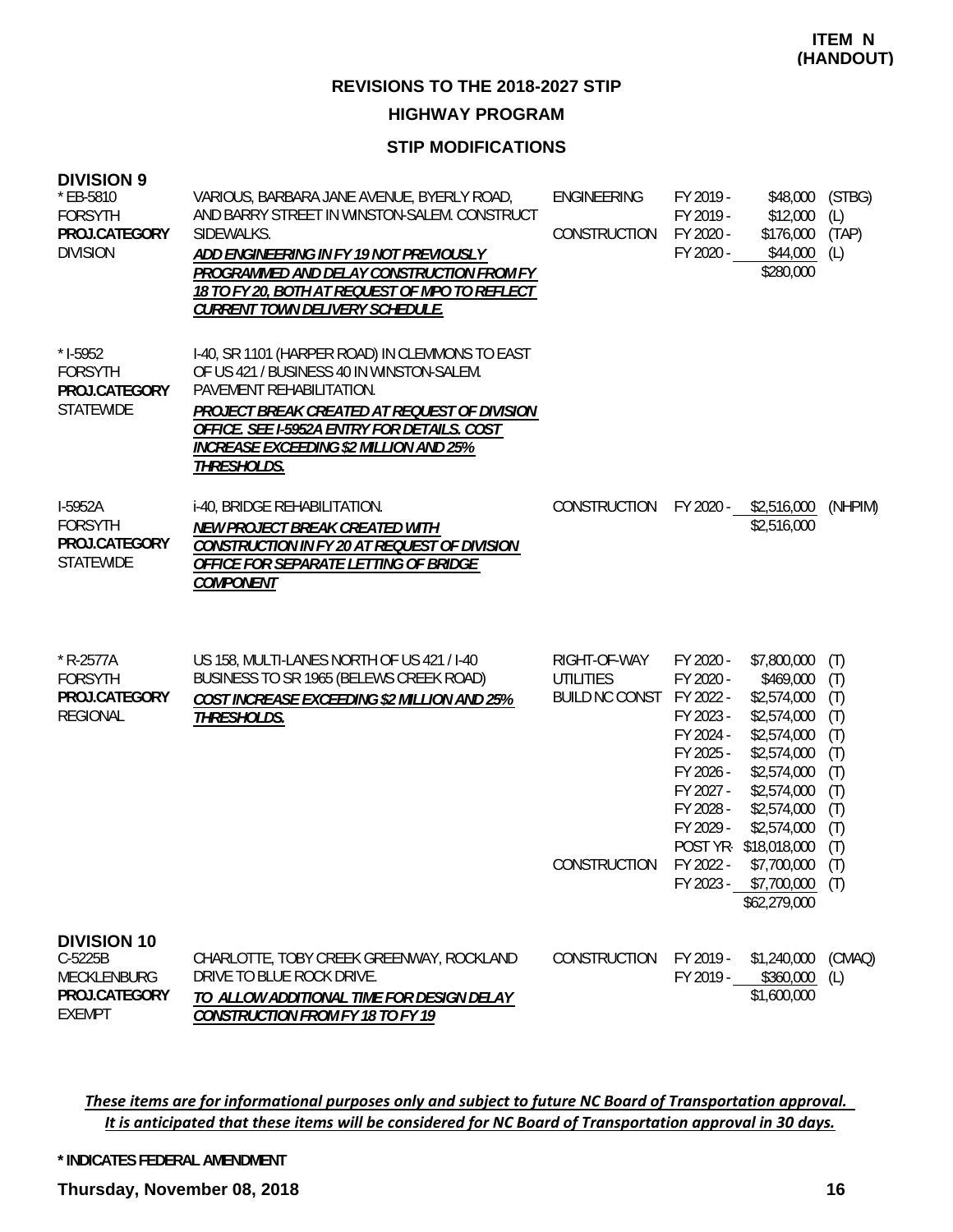**ITEM N (HANDOUT)**

## REVISIONS TO THE 2018-2027 STIP

### HIGHWAY PROGRAM

### STIP MODIFICATIONS

**DIVISION 9**

| | | | | | |
|---|---|---|---|---|---|
| * EB-5810<br>FORSYTH<br>**PROJ.CATEGORY**<br>DIVISION | VARIOUS, BARBARA JANE AVENUE, BYERLY ROAD, AND BARRY STREET IN WINSTON-SALEM. CONSTRUCT SIDEWALKS.<br>***ADD ENGINEERING IN FY 19 NOT PREVIOUSLY PROGRAMMED AND DELAY CONSTRUCTION FROM FY 18 TO FY 20, BOTH AT REQUEST OF MPO TO REFLECT CURRENT TOWN DELIVERY SCHEDULE.*** | ENGINEERING<br><br>CONSTRUCTION | FY 2019 -<br>FY 2019 -<br>FY 2020 -<br>FY 2020 - | \$48,000<br>\$12,000<br>\$176,000<br>\$44,000<br>\$280,000 | (STBG)<br>(L)<br>(TAP)<br>(L) |
| * I-5952<br>FORSYTH<br>**PROJ.CATEGORY**<br>STATEWIDE | I-40, SR 1101 (HARPER ROAD) IN CLEMMONS TO EAST OF US 421 / BUSINESS 40 IN WINSTON-SALEM. PAVEMENT REHABILITATION.<br>***PROJECT BREAK CREATED AT REQUEST OF DIVISION OFFICE. SEE I-5952A ENTRY FOR DETAILS. COST INCREASE EXCEEDING \$2 MILLION AND 25% THRESHOLDS.*** | | | | |
| I-5952A<br>FORSYTH<br>**PROJ.CATEGORY**<br>STATEWIDE | i-40, BRIDGE REHABILITATION.<br>***NEW PROJECT BREAK CREATED WITH CONSTRUCTION IN FY 20 AT REQUEST OF DIVISION OFFICE FOR SEPARATE LETTING OF BRIDGE COMPONENT*** | CONSTRUCTION | FY 2020 - | \$2,516,000<br>\$2,516,000 | (NHPIM) |
| * R-2577A<br>FORSYTH<br>**PROJ.CATEGORY**<br>REGIONAL | US 158, MULTI-LANES NORTH OF US 421 / I-40 BUSINESS TO SR 1965 (BELEWS CREEK ROAD)<br>***COST INCREASE EXCEEDING \$2 MILLION AND 25% THRESHOLDS.*** | RIGHT-OF-WAY<br>UTILITIES<br>BUILD NC CONST<br><br><br><br><br><br><br><br><br>CONSTRUCTION | FY 2020 -<br>FY 2020 -<br>FY 2022 -<br>FY 2023 -<br>FY 2024 -<br>FY 2025 -<br>FY 2026 -<br>FY 2027 -<br>FY 2028 -<br>FY 2029 -<br>POST YR-<br>FY 2022 -<br>FY 2023 - | \$7,800,000<br>\$469,000<br>\$2,574,000<br>\$2,574,000<br>\$2,574,000<br>\$2,574,000<br>\$2,574,000<br>\$2,574,000<br>\$2,574,000<br>\$2,574,000<br>\$18,018,000<br>\$7,700,000<br>\$7,700,000<br>\$62,279,000 | (T)<br>(T)<br>(T)<br>(T)<br>(T)<br>(T)<br>(T)<br>(T)<br>(T)<br>(T)<br>(T)<br>(T)<br>(T) |

**DIVISION 10**

| | | | | | |
|---|---|---|---|---|---|
| C-5225B<br>MECKLENBURG<br>**PROJ.CATEGORY**<br>EXEMPT | CHARLOTTE, TOBY CREEK GREENWAY, ROCKLAND DRIVE TO BLUE ROCK DRIVE.<br>***TO ALLOW ADDITIONAL TIME FOR DESIGN DELAY CONSTRUCTION FROM FY 18 TO FY 19*** | CONSTRUCTION | FY 2019 -<br>FY 2019 - | \$1,240,000<br>\$360,000<br>\$1,600,000 | (CMAQ)<br>(L) |

*These items are for informational purposes only and subject to future NC Board of Transportation approval. It is anticipated that these items will be considered for NC Board of Transportation approval in 30 days.*

**\* INDICATES FEDERAL AMENDMENT**

**Thursday, November 08, 2018**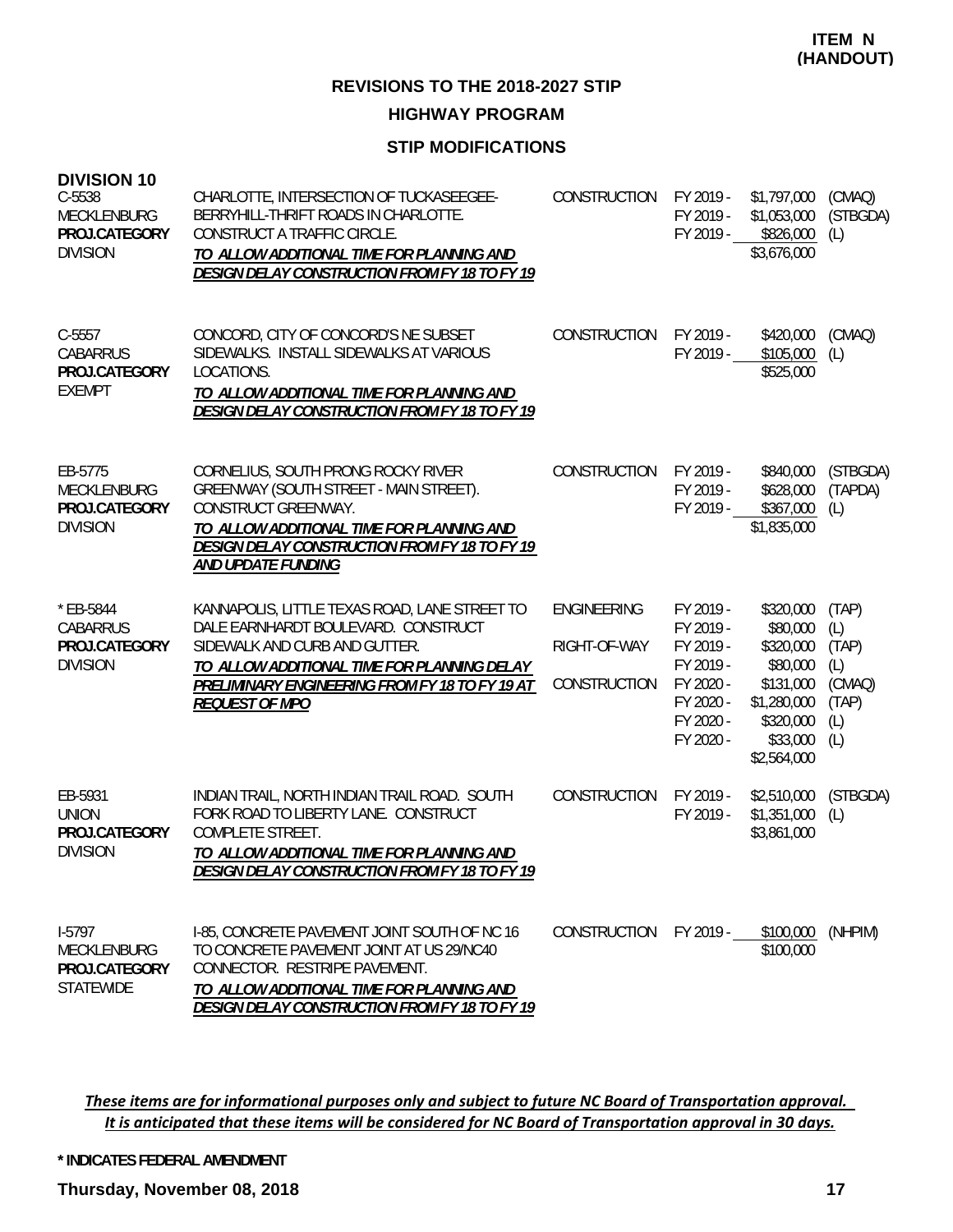**ITEM N (HANDOUT)**

## REVISIONS TO THE 2018-2027 STIP

### HIGHWAY PROGRAM

### STIP MODIFICATIONS

**DIVISION 10**

| | | | | | |
|---|---|---|---|---|---|
| C-5538<br>MECKLENBURG<br>**PROJ.CATEGORY**<br>DIVISION | CHARLOTTE, INTERSECTION OF TUCKASEEGEE-BERRYHILL-THRIFT ROADS IN CHARLOTTE. CONSTRUCT A TRAFFIC CIRCLE.<br>***TO ALLOW ADDITIONAL TIME FOR PLANNING AND DESIGN DELAY CONSTRUCTION FROM FY 18 TO FY 19*** | CONSTRUCTION | FY 2019 -<br>FY 2019 -<br>FY 2019 - | \$1,797,000<br>\$1,053,000<br>\$826,000<br>\$3,676,000 | (CMAQ)<br>(STBGDA)<br>(L) |
| C-5557<br>CABARRUS<br>**PROJ.CATEGORY**<br>EXEMPT | CONCORD, CITY OF CONCORD'S NE SUBSET SIDEWALKS. INSTALL SIDEWALKS AT VARIOUS LOCATIONS.<br>***TO ALLOW ADDITIONAL TIME FOR PLANNING AND DESIGN DELAY CONSTRUCTION FROM FY 18 TO FY 19*** | CONSTRUCTION | FY 2019 -<br>FY 2019 - | \$420,000<br>\$105,000<br>\$525,000 | (CMAQ)<br>(L) |
| EB-5775<br>MECKLENBURG<br>**PROJ.CATEGORY**<br>DIVISION | CORNELIUS, SOUTH PRONG ROCKY RIVER GREENWAY (SOUTH STREET - MAIN STREET). CONSTRUCT GREENWAY.<br>***TO ALLOW ADDITIONAL TIME FOR PLANNING AND DESIGN DELAY CONSTRUCTION FROM FY 18 TO FY 19 AND UPDATE FUNDING*** | CONSTRUCTION | FY 2019 -<br>FY 2019 -<br>FY 2019 - | \$840,000<br>\$628,000<br>\$367,000<br>\$1,835,000 | (STBGDA)<br>(TAPDA)<br>(L) |
| * EB-5844<br>CABARRUS<br>**PROJ.CATEGORY**<br>DIVISION | KANNAPOLIS, LITTLE TEXAS ROAD, LANE STREET TO DALE EARNHARDT BOULEVARD. CONSTRUCT SIDEWALK AND CURB AND GUTTER.<br>***TO ALLOW ADDITIONAL TIME FOR PLANNING DELAY PRELIMINARY ENGINEERING FROM FY 18 TO FY 19 AT REQUEST OF MPO*** | ENGINEERING<br><br>RIGHT-OF-WAY<br><br>CONSTRUCTION | FY 2019 -<br>FY 2019 -<br>FY 2019 -<br>FY 2019 -<br>FY 2020 -<br>FY 2020 -<br>FY 2020 -<br>FY 2020 - | \$320,000<br>\$80,000<br>\$320,000<br>\$80,000<br>\$131,000<br>\$1,280,000<br>\$320,000<br>\$33,000<br>\$2,564,000 | (TAP)<br>(L)<br>(TAP)<br>(L)<br>(CMAQ)<br>(TAP)<br>(L)<br>(L) |
| EB-5931<br>UNION<br>**PROJ.CATEGORY**<br>DIVISION | INDIAN TRAIL, NORTH INDIAN TRAIL ROAD. SOUTH FORK ROAD TO LIBERTY LANE. CONSTRUCT COMPLETE STREET.<br>***TO ALLOW ADDITIONAL TIME FOR PLANNING AND DESIGN DELAY CONSTRUCTION FROM FY 18 TO FY 19*** | CONSTRUCTION | FY 2019 -<br>FY 2019 - | \$2,510,000<br>\$1,351,000<br>\$3,861,000 | (STBGDA)<br>(L) |
| I-5797<br>MECKLENBURG<br>**PROJ.CATEGORY**<br>STATEWIDE | I-85, CONCRETE PAVEMENT JOINT SOUTH OF NC 16 TO CONCRETE PAVEMENT JOINT AT US 29/NC40 CONNECTOR. RESTRIPE PAVEMENT.<br>***TO ALLOW ADDITIONAL TIME FOR PLANNING AND DESIGN DELAY CONSTRUCTION FROM FY 18 TO FY 19*** | CONSTRUCTION | FY 2019 - | \$100,000<br>\$100,000 | (NHPIM) |

*These items are for informational purposes only and subject to future NC Board of Transportation approval. It is anticipated that these items will be considered for NC Board of Transportation approval in 30 days.*

**\* INDICATES FEDERAL AMENDMENT**

**Thursday, November 08, 2018**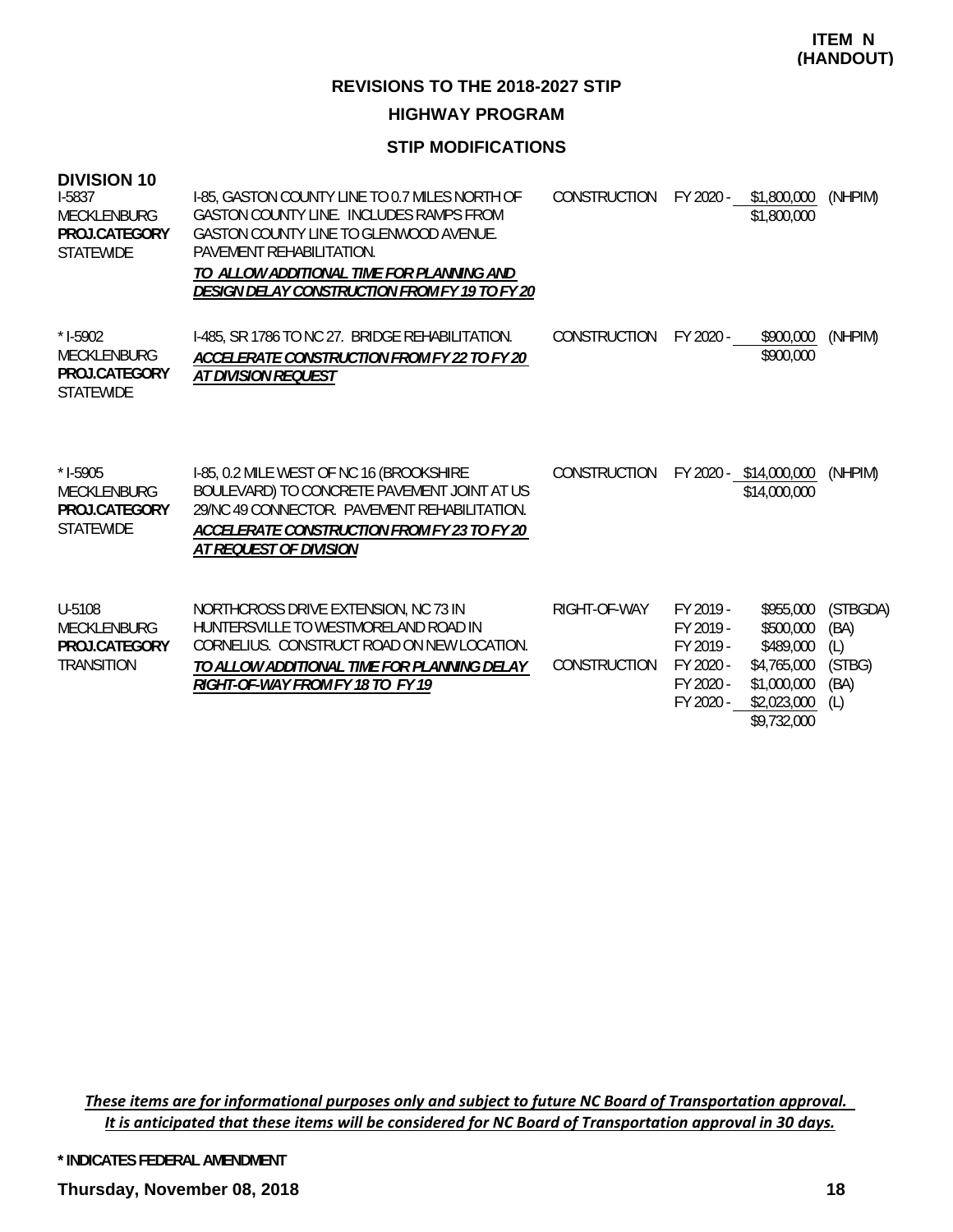**ITEM N (HANDOUT)**

## REVISIONS TO THE 2018-2027 STIP

### HIGHWAY PROGRAM

### STIP MODIFICATIONS

**DIVISION 10**

| | | | | | |
|---|---|---|---|---|---|
| I-5837<br>MECKLENBURG<br>**PROJ.CATEGORY**<br>STATEWIDE | I-85, GASTON COUNTY LINE TO 0.7 MILES NORTH OF GASTON COUNTY LINE. INCLUDES RAMPS FROM GASTON COUNTY LINE TO GLENWOOD AVENUE. PAVEMENT REHABILITATION.<br>***TO ALLOW ADDITIONAL TIME FOR PLANNING AND DESIGN DELAY CONSTRUCTION FROM FY 19 TO FY 20*** | CONSTRUCTION | FY 2020 - | $1,800,000 | (NHPIM) |
| | | | | $1,800,000 | |
| * I-5902<br>MECKLENBURG<br>**PROJ.CATEGORY**<br>STATEWIDE | I-485, SR 1786 TO NC 27. BRIDGE REHABILITATION.<br>***ACCELERATE CONSTRUCTION FROM FY 22 TO FY 20 AT DIVISION REQUEST*** | CONSTRUCTION | FY 2020 - | $900,000 | (NHPIM) |
| | | | | $900,000 | |
| * I-5905<br>MECKLENBURG<br>**PROJ.CATEGORY**<br>STATEWIDE | I-85, 0.2 MILE WEST OF NC 16 (BROOKSHIRE BOULEVARD) TO CONCRETE PAVEMENT JOINT AT US 29/NC 49 CONNECTOR. PAVEMENT REHABILITATION.<br>***ACCELERATE CONSTRUCTION FROM FY 23 TO FY 20 AT REQUEST OF DIVISION*** | CONSTRUCTION | FY 2020 - | $14,000,000 | (NHPIM) |
| | | | | $14,000,000 | |
| U-5108<br>MECKLENBURG<br>**PROJ.CATEGORY**<br>TRANSITION | NORTHCROSS DRIVE EXTENSION, NC 73 IN HUNTERSVILLE TO WESTMORELAND ROAD IN CORNELIUS. CONSTRUCT ROAD ON NEW LOCATION.<br>***TO ALLOW ADDITIONAL TIME FOR PLANNING DELAY RIGHT-OF-WAY FROM FY 18 TO FY 19*** | RIGHT-OF-WAY | FY 2019 - | $955,000 | (STBGDA) |
| | | | FY 2019 - | $500,000 | (BA) |
| | | | FY 2019 - | $489,000 | (L) |
| | | CONSTRUCTION | FY 2020 - | $4,765,000 | (STBG) |
| | | | FY 2020 - | $1,000,000 | (BA) |
| | | | FY 2020 - | $2,023,000 | (L) |
| | | | | $9,732,000 | |

*These items are for informational purposes only and subject to future NC Board of Transportation approval. It is anticipated that these items will be considered for NC Board of Transportation approval in 30 days.*

**\* INDICATES FEDERAL AMENDMENT**

**Thursday, November 08, 2018**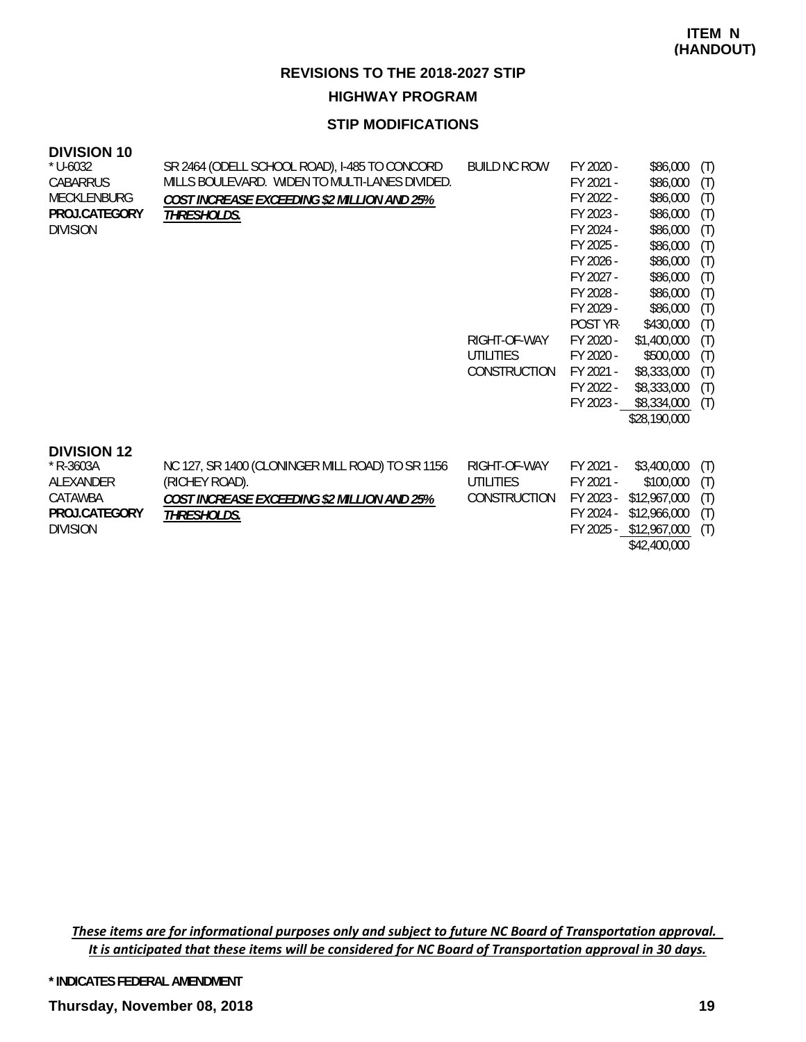**ITEM N (HANDOUT)**

## REVISIONS TO THE 2018-2027 STIP

### HIGHWAY PROGRAM

### STIP MODIFICATIONS

**DIVISION 10**

| | | | | | |
|---|---|---|---|---|---|
| * U-6032 | SR 2464 (ODELL SCHOOL ROAD), I-485 TO CONCORD MILLS BOULEVARD. WIDEN TO MULTI-LANES DIVIDED. | BUILD NC ROW | FY 2020 - | $86,000 | (T) |
| CABARRUS | ***COST INCREASE EXCEEDING $2 MILLION AND 25% THRESHOLDS.*** | | FY 2021 - | $86,000 | (T) |
| MECKLENBURG | | | FY 2022 - | $86,000 | (T) |
| **PROJ.CATEGORY** | | | FY 2023 - | $86,000 | (T) |
| DIVISION | | | FY 2024 - | $86,000 | (T) |
| | | | FY 2025 - | $86,000 | (T) |
| | | | FY 2026 - | $86,000 | (T) |
| | | | FY 2027 - | $86,000 | (T) |
| | | | FY 2028 - | $86,000 | (T) |
| | | | FY 2029 - | $86,000 | (T) |
| | | | POST YR- | $430,000 | (T) |
| | | RIGHT-OF-WAY | FY 2020 - | $1,400,000 | (T) |
| | | UTILITIES | FY 2020 - | $500,000 | (T) |
| | | CONSTRUCTION | FY 2021 - | $8,333,000 | (T) |
| | | | FY 2022 - | $8,333,000 | (T) |
| | | | FY 2023 - | $8,334,000 | (T) |
| | | | | $28,190,000 | |

**DIVISION 12**

| | | | | | |
|---|---|---|---|---|---|
| * R-3603A | NC 127, SR 1400 (CLONINGER MILL ROAD) TO SR 1156 (RICHEY ROAD). | RIGHT-OF-WAY | FY 2021 - | $3,400,000 | (T) |
| ALEXANDER | ***COST INCREASE EXCEEDING $2 MILLION AND 25% THRESHOLDS.*** | UTILITIES | FY 2021 - | $100,000 | (T) |
| CATAWBA | | CONSTRUCTION | FY 2023 - | $12,967,000 | (T) |
| **PROJ.CATEGORY** | | | FY 2024 - | $12,966,000 | (T) |
| DIVISION | | | FY 2025 - | $12,967,000 | (T) |
| | | | | $42,400,000 | |

*These items are for informational purposes only and subject to future NC Board of Transportation approval. It is anticipated that these items will be considered for NC Board of Transportation approval in 30 days.*

**\* INDICATES FEDERAL AMENDMENT**

**Thursday, November 08, 2018**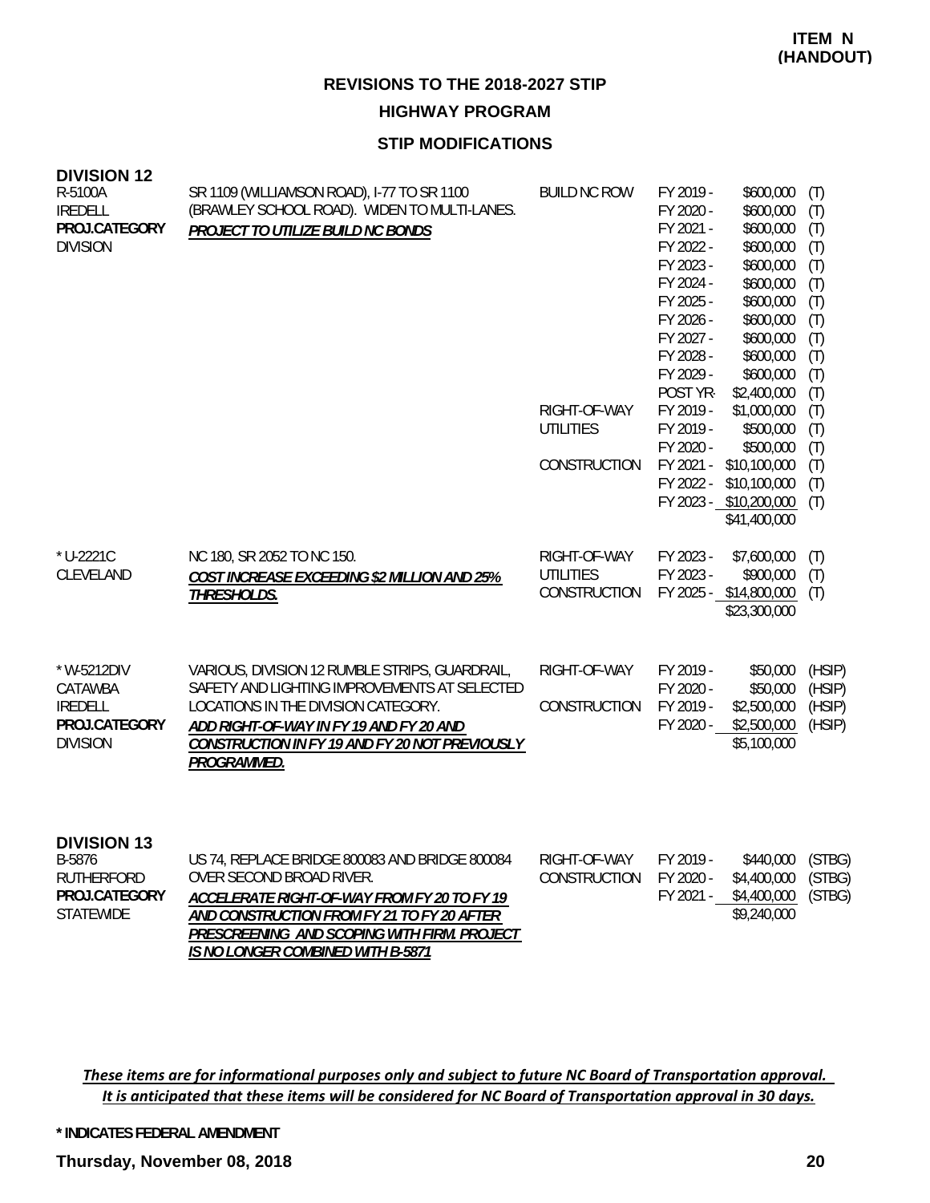**ITEM N (HANDOUT)**

## REVISIONS TO THE 2018-2027 STIP

### HIGHWAY PROGRAM

### STIP MODIFICATIONS

### DIVISION 12

| Project | Description | Work Type | Year | Amount | Fund |
|---|---|---|---|---|---|
| R-5100A<br>IREDELL<br>**PROJ.CATEGORY**<br>DIVISION | SR 1109 (WILLIAMSON ROAD), I-77 TO SR 1100 (BRAWLEY SCHOOL ROAD). WIDEN TO MULTI-LANES.<br>***PROJECT TO UTILIZE BUILD NC BONDS*** | BUILD NC ROW | FY 2019 - | $600,000 | (T) |
| | | | FY 2020 - | $600,000 | (T) |
| | | | FY 2021 - | $600,000 | (T) |
| | | | FY 2022 - | $600,000 | (T) |
| | | | FY 2023 - | $600,000 | (T) |
| | | | FY 2024 - | $600,000 | (T) |
| | | | FY 2025 - | $600,000 | (T) |
| | | | FY 2026 - | $600,000 | (T) |
| | | | FY 2027 - | $600,000 | (T) |
| | | | FY 2028 - | $600,000 | (T) |
| | | | FY 2029 - | $600,000 | (T) |
| | | | POST YR- | $2,400,000 | (T) |
| | | RIGHT-OF-WAY | FY 2019 - | $1,000,000 | (T) |
| | | UTILITIES | FY 2019 - | $500,000 | (T) |
| | | | FY 2020 - | $500,000 | (T) |
| | | CONSTRUCTION | FY 2021 - | $10,100,000 | (T) |
| | | | FY 2022 - | $10,100,000 | (T) |
| | | | FY 2023 - | $10,200,000 | (T) |
| | | | | $41,400,000 | |
| * U-2221C<br>CLEVELAND | NC 180, SR 2052 TO NC 150.<br>***COST INCREASE EXCEEDING $2 MILLION AND 25% THRESHOLDS.*** | RIGHT-OF-WAY | FY 2023 - | $7,600,000 | (T) |
| | | UTILITIES | FY 2023 - | $900,000 | (T) |
| | | CONSTRUCTION | FY 2025 - | $14,800,000 | (T) |
| | | | | $23,300,000 | |
| * W-5212DIV<br>CATAWBA<br>IREDELL<br>**PROJ.CATEGORY**<br>DIVISION | VARIOUS, DIVISION 12 RUMBLE STRIPS, GUARDRAIL, SAFETY AND LIGHTING IMPROVEMENTS AT SELECTED LOCATIONS IN THE DIVISION CATEGORY.<br>***ADD RIGHT-OF-WAY IN FY 19 AND FY 20 AND CONSTRUCTION IN FY 19 AND FY 20 NOT PREVIOUSLY PROGRAMMED.*** | RIGHT-OF-WAY | FY 2019 - | $50,000 | (HSIP) |
| | | | FY 2020 - | $50,000 | (HSIP) |
| | | CONSTRUCTION | FY 2019 - | $2,500,000 | (HSIP) |
| | | | FY 2020 - | $2,500,000 | (HSIP) |
| | | | | $5,100,000 | |

### DIVISION 13

| Project | Description | Work Type | Year | Amount | Fund |
|---|---|---|---|---|---|
| B-5876<br>RUTHERFORD<br>**PROJ.CATEGORY**<br>STATEWIDE | US 74, REPLACE BRIDGE 800083 AND BRIDGE 800084 OVER SECOND BROAD RIVER.<br>***ACCELERATE RIGHT-OF-WAY FROM FY 20 TO FY 19 AND CONSTRUCTION FROM FY 21 TO FY 20 AFTER PRESCREENING AND SCOPING WITH FIRM. PROJECT IS NO LONGER COMBINED WITH B-5871*** | RIGHT-OF-WAY | FY 2019 - | $440,000 | (STBG) |
| | | CONSTRUCTION | FY 2020 - | $4,400,000 | (STBG) |
| | | | FY 2021 - | $4,400,000 | (STBG) |
| | | | | $9,240,000 | |

*These items are for informational purposes only and subject to future NC Board of Transportation approval. It is anticipated that these items will be considered for NC Board of Transportation approval in 30 days.*

**\* INDICATES FEDERAL AMENDMENT**

**Thursday, November 08, 2018**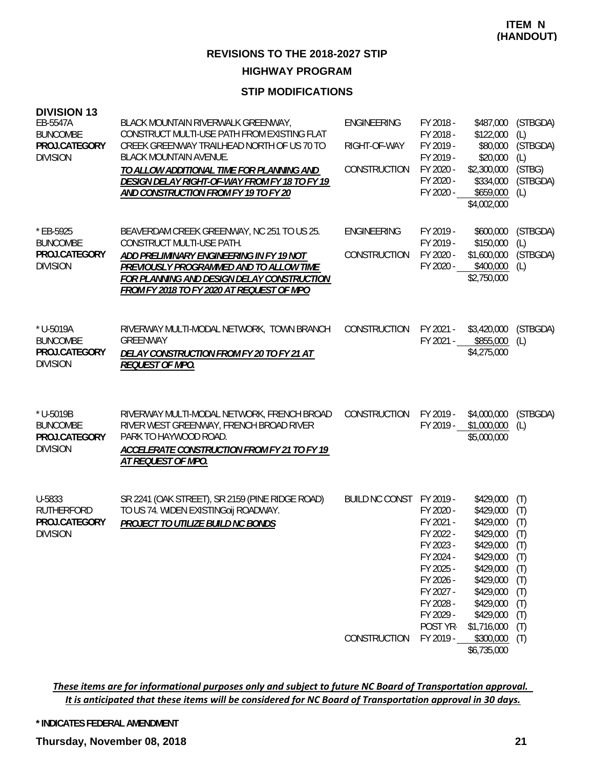**ITEM N (HANDOUT)**

# REVISIONS TO THE 2018-2027 STIP

## HIGHWAY PROGRAM

### STIP MODIFICATIONS

**DIVISION 13**

| | | | | | |
|---|---|---|---|---|---|
| EB-5547A<br>BUNCOMBE<br>**PROJ.CATEGORY**<br>DIVISION | BLACK MOUNTAIN RIVERWALK GREENWAY, CONSTRUCT MULTI-USE PATH FROM EXISTING FLAT CREEK GREENWAY TRAILHEAD NORTH OF US 70 TO BLACK MOUNTAIN AVENUE.<br>***TO ALLOW ADDITIONAL TIME FOR PLANNING AND DESIGN DELAY RIGHT-OF-WAY FROM FY 18 TO FY 19 AND CONSTRUCTION FROM FY 19 TO FY 20*** | ENGINEERING<br><br>RIGHT-OF-WAY<br><br>CONSTRUCTION | FY 2018 -<br>FY 2018 -<br>FY 2019 -<br>FY 2019 -<br>FY 2020 -<br>FY 2020 -<br>FY 2020 - | $487,000<br>$122,000<br>$80,000<br>$20,000<br>$2,300,000<br>$334,000<br>$659,000<br>$4,002,000 | (STBGDA)<br>(L)<br>(STBGDA)<br>(L)<br>(STBG)<br>(STBGDA)<br>(L) |
| * EB-5925<br>BUNCOMBE<br>**PROJ.CATEGORY**<br>DIVISION | BEAVERDAM CREEK GREENWAY, NC 251 TO US 25. CONSTRUCT MULTI-USE PATH.<br>***ADD PRELIMINARY ENGINEERING IN FY 19 NOT PREVIOUSLY PROGRAMMED AND TO ALLOW TIME FOR PLANNING AND DESIGN DELAY CONSTRUCTION FROM FY 2018 TO FY 2020 AT REQUEST OF MPO*** | ENGINEERING<br><br>CONSTRUCTION | FY 2019 -<br>FY 2019 -<br>FY 2020 -<br>FY 2020 - | $600,000<br>$150,000<br>$1,600,000<br>$400,000<br>$2,750,000 | (STBGDA)<br>(L)<br>(STBGDA)<br>(L) |
| * U-5019A<br>BUNCOMBE<br>**PROJ.CATEGORY**<br>DIVISION | RIVERWAY MULTI-MODAL NETWORK, TOWN BRANCH GREENWAY<br>***DELAY CONSTRUCTION FROM FY 20 TO FY 21 AT REQUEST OF MPO.*** | CONSTRUCTION | FY 2021 -<br>FY 2021 - | $3,420,000<br>$855,000<br>$4,275,000 | (STBGDA)<br>(L) |
| * U-5019B<br>BUNCOMBE<br>**PROJ.CATEGORY**<br>DIVISION | RIVERWAY MULTI-MODAL NETWORK, FRENCH BROAD RIVER WEST GREENWAY, FRENCH BROAD RIVER PARK TO HAYWOOD ROAD.<br>***ACCELERATE CONSTRUCTION FROM FY 21 TO FY 19 AT REQUEST OF MPO.*** | CONSTRUCTION | FY 2019 -<br>FY 2019 - | $4,000,000<br>$1,000,000<br>$5,000,000 | (STBGDA)<br>(L) |
| U-5833<br>RUTHERFORD<br>**PROJ.CATEGORY**<br>DIVISION | SR 2241 (OAK STREET), SR 2159 (PINE RIDGE ROAD) TO US 74. WIDEN EXISTINGoij ROADWAY.<br>***PROJECT TO UTILIZE BUILD NC BONDS*** | BUILD NC CONST<br><br><br><br><br><br><br><br><br><br><br><br>CONSTRUCTION | FY 2019 -<br>FY 2020 -<br>FY 2021 -<br>FY 2022 -<br>FY 2023 -<br>FY 2024 -<br>FY 2025 -<br>FY 2026 -<br>FY 2027 -<br>FY 2028 -<br>FY 2029 -<br>POST YR-<br>FY 2019 - | $429,000<br>$429,000<br>$429,000<br>$429,000<br>$429,000<br>$429,000<br>$429,000<br>$429,000<br>$429,000<br>$429,000<br>$429,000<br>$1,716,000<br>$300,000<br>$6,735,000 | (T)<br>(T)<br>(T)<br>(T)<br>(T)<br>(T)<br>(T)<br>(T)<br>(T)<br>(T)<br>(T)<br>(T)<br>(T) |

***These items are for informational purposes only and subject to future NC Board of Transportation approval. It is anticipated that these items will be considered for NC Board of Transportation approval in 30 days.***

**\* INDICATES FEDERAL AMENDMENT**

**Thursday, November 08, 2018**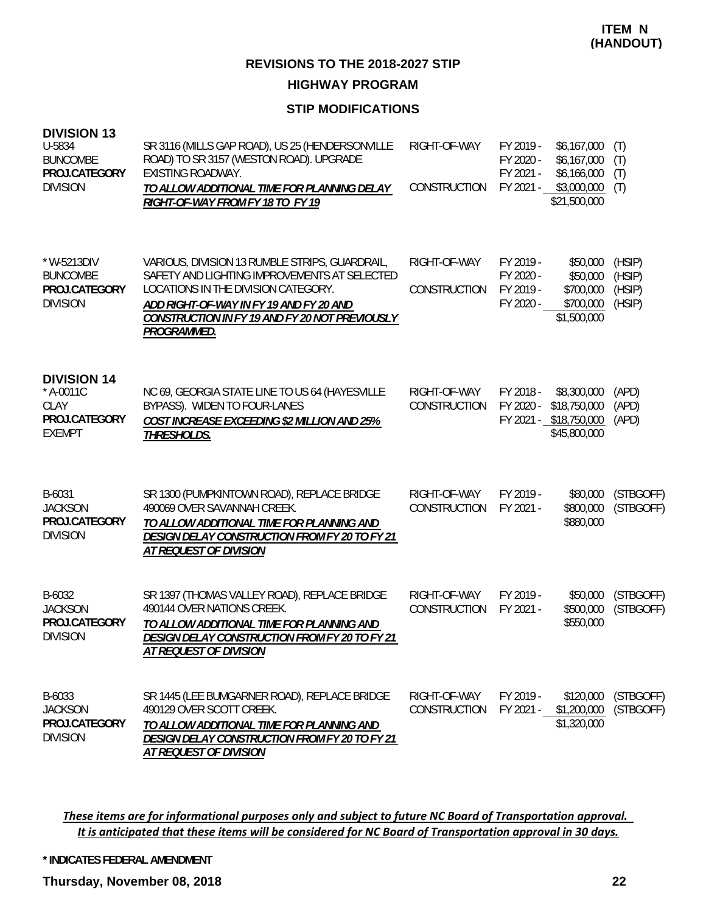**ITEM N (HANDOUT)**

# REVISIONS TO THE 2018-2027 STIP

## HIGHWAY PROGRAM

### STIP MODIFICATIONS

**DIVISION 13**

U-5834
BUNCOMBE
**PROJ.CATEGORY**
DIVISION

SR 3116 (MILLS GAP ROAD), US 25 (HENDERSONVILLE ROAD) TO SR 3157 (WESTON ROAD). UPGRADE EXISTING ROADWAY.
***TO ALLOW ADDITIONAL TIME FOR PLANNING DELAY RIGHT-OF-WAY FROM FY 18 TO FY 19***

| | | | |
|---|---|---|---|
| RIGHT-OF-WAY | FY 2019 - | $6,167,000 | (T) |
| | FY 2020 - | $6,167,000 | (T) |
| | FY 2021 - | $6,166,000 | (T) |
| CONSTRUCTION | FY 2021 - | $3,000,000 | (T) |
| | | $21,500,000 | |

* W-5213DIV
BUNCOMBE
**PROJ.CATEGORY**
DIVISION

VARIOUS, DIVISION 13 RUMBLE STRIPS, GUARDRAIL, SAFETY AND LIGHTING IMPROVEMENTS AT SELECTED LOCATIONS IN THE DIVISION CATEGORY.
***ADD RIGHT-OF-WAY IN FY 19 AND FY 20 AND CONSTRUCTION IN FY 19 AND FY 20 NOT PREVIOUSLY PROGRAMMED.***

| | | | |
|---|---|---|---|
| RIGHT-OF-WAY | FY 2019 - | $50,000 | (HSIP) |
| | FY 2020 - | $50,000 | (HSIP) |
| CONSTRUCTION | FY 2019 - | $700,000 | (HSIP) |
| | FY 2020 - | $700,000 | (HSIP) |
| | | $1,500,000 | |

**DIVISION 14**

* A-0011C
CLAY
**PROJ.CATEGORY**
EXEMPT

NC 69, GEORGIA STATE LINE TO US 64 (HAYESVILLE BYPASS). WIDEN TO FOUR-LANES
***COST INCREASE EXCEEDING $2 MILLION AND 25% THRESHOLDS.***

| | | | |
|---|---|---|---|
| RIGHT-OF-WAY | FY 2018 - | $8,300,000 | (APD) |
| CONSTRUCTION | FY 2020 - | $18,750,000 | (APD) |
| | FY 2021 - | $18,750,000 | (APD) |
| | | $45,800,000 | |

B-6031
JACKSON
**PROJ.CATEGORY**
DIVISION

SR 1300 (PUMPKINTOWN ROAD), REPLACE BRIDGE 490069 OVER SAVANNAH CREEK.
***TO ALLOW ADDITIONAL TIME FOR PLANNING AND DESIGN DELAY CONSTRUCTION FROM FY 20 TO FY 21 AT REQUEST OF DIVISION***

| | | | |
|---|---|---|---|
| RIGHT-OF-WAY | FY 2019 - | $80,000 | (STBGOFF) |
| CONSTRUCTION | FY 2021 - | $800,000 | (STBGOFF) |
| | | $880,000 | |

B-6032
JACKSON
**PROJ.CATEGORY**
DIVISION

SR 1397 (THOMAS VALLEY ROAD), REPLACE BRIDGE 490144 OVER NATIONS CREEK.
***TO ALLOW ADDITIONAL TIME FOR PLANNING AND DESIGN DELAY CONSTRUCTION FROM FY 20 TO FY 21 AT REQUEST OF DIVISION***

| | | | |
|---|---|---|---|
| RIGHT-OF-WAY | FY 2019 - | $50,000 | (STBGOFF) |
| CONSTRUCTION | FY 2021 - | $500,000 | (STBGOFF) |
| | | $550,000 | |

B-6033
JACKSON
**PROJ.CATEGORY**
DIVISION

SR 1445 (LEE BUMGARNER ROAD), REPLACE BRIDGE 490129 OVER SCOTT CREEK.
***TO ALLOW ADDITIONAL TIME FOR PLANNING AND DESIGN DELAY CONSTRUCTION FROM FY 20 TO FY 21 AT REQUEST OF DIVISION***

| | | | |
|---|---|---|---|
| RIGHT-OF-WAY | FY 2019 - | $120,000 | (STBGOFF) |
| CONSTRUCTION | FY 2021 - | $1,200,000 | (STBGOFF) |
| | | $1,320,000 | |

*These items are for informational purposes only and subject to future NC Board of Transportation approval. It is anticipated that these items will be considered for NC Board of Transportation approval in 30 days.*

**\* INDICATES FEDERAL AMENDMENT**

**Thursday, November 08, 2018**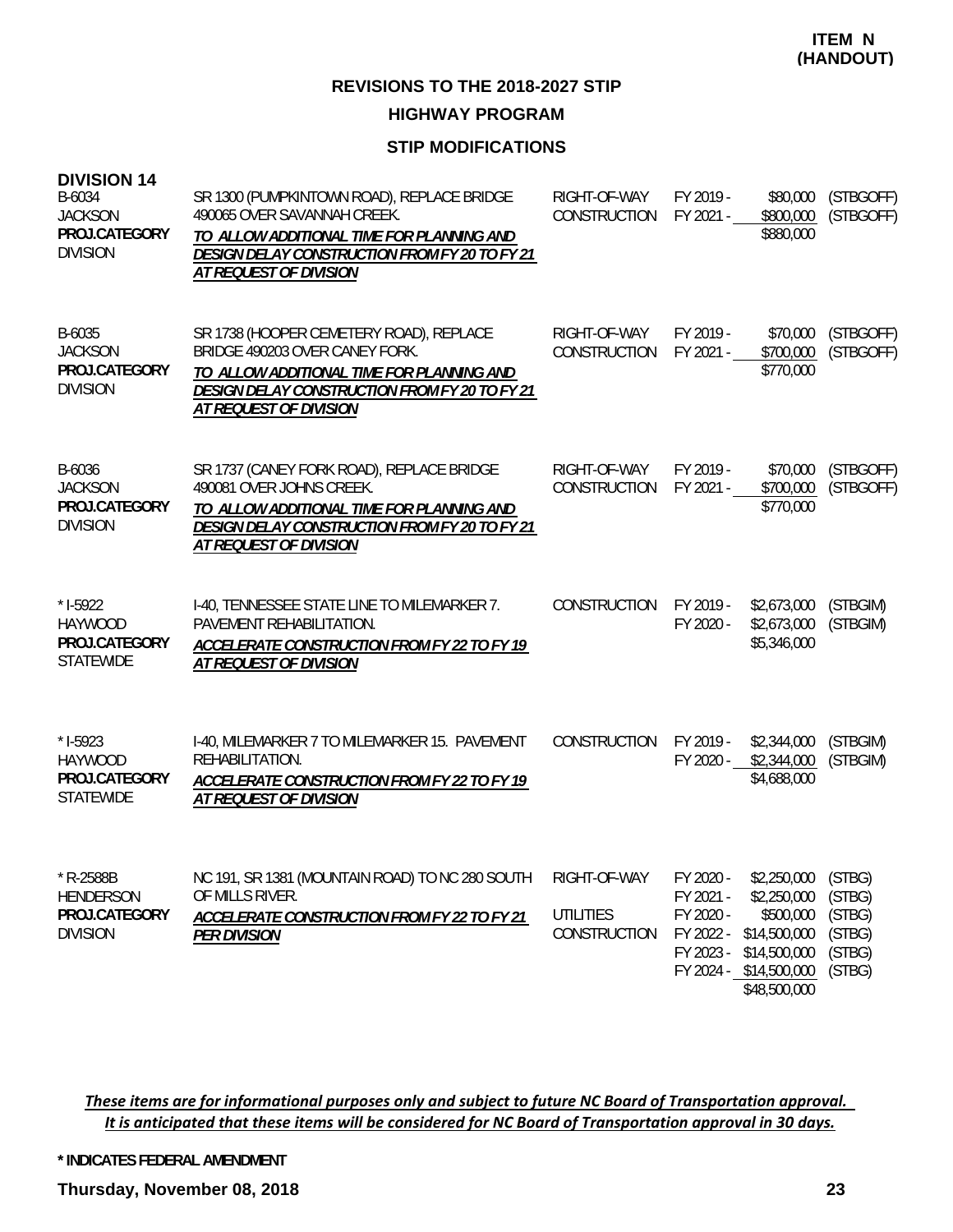**ITEM N (HANDOUT)**

## REVISIONS TO THE 2018-2027 STIP

### HIGHWAY PROGRAM

### STIP MODIFICATIONS

**DIVISION 14**

| | | | | | |
|---|---|---|---|---|---|
| B-6034<br>JACKSON<br>**PROJ.CATEGORY**<br>DIVISION | SR 1300 (PUMPKINTOWN ROAD), REPLACE BRIDGE 490065 OVER SAVANNAH CREEK.<br>***TO ALLOW ADDITIONAL TIME FOR PLANNING AND DESIGN DELAY CONSTRUCTION FROM FY 20 TO FY 21 AT REQUEST OF DIVISION*** | RIGHT-OF-WAY<br>CONSTRUCTION | FY 2019 -<br>FY 2021 - | \$80,000<br>\$800,000<br>\$880,000 | (STBGOFF)<br>(STBGOFF) |
| B-6035<br>JACKSON<br>**PROJ.CATEGORY**<br>DIVISION | SR 1738 (HOOPER CEMETERY ROAD), REPLACE BRIDGE 490203 OVER CANEY FORK.<br>***TO ALLOW ADDITIONAL TIME FOR PLANNING AND DESIGN DELAY CONSTRUCTION FROM FY 20 TO FY 21 AT REQUEST OF DIVISION*** | RIGHT-OF-WAY<br>CONSTRUCTION | FY 2019 -<br>FY 2021 - | \$70,000<br>\$700,000<br>\$770,000 | (STBGOFF)<br>(STBGOFF) |
| B-6036<br>JACKSON<br>**PROJ.CATEGORY**<br>DIVISION | SR 1737 (CANEY FORK ROAD), REPLACE BRIDGE 490081 OVER JOHNS CREEK.<br>***TO ALLOW ADDITIONAL TIME FOR PLANNING AND DESIGN DELAY CONSTRUCTION FROM FY 20 TO FY 21 AT REQUEST OF DIVISION*** | RIGHT-OF-WAY<br>CONSTRUCTION | FY 2019 -<br>FY 2021 - | \$70,000<br>\$700,000<br>\$770,000 | (STBGOFF)<br>(STBGOFF) |
| * I-5922<br>HAYWOOD<br>**PROJ.CATEGORY**<br>STATEWIDE | I-40, TENNESSEE STATE LINE TO MILEMARKER 7. PAVEMENT REHABILITATION.<br>***ACCELERATE CONSTRUCTION FROM FY 22 TO FY 19 AT REQUEST OF DIVISION*** | CONSTRUCTION | FY 2019 -<br>FY 2020 - | \$2,673,000<br>\$2,673,000<br>\$5,346,000 | (STBGIM)<br>(STBGIM) |
| * I-5923<br>HAYWOOD<br>**PROJ.CATEGORY**<br>STATEWIDE | I-40, MILEMARKER 7 TO MILEMARKER 15. PAVEMENT REHABILITATION.<br>***ACCELERATE CONSTRUCTION FROM FY 22 TO FY 19 AT REQUEST OF DIVISION*** | CONSTRUCTION | FY 2019 -<br>FY 2020 - | \$2,344,000<br>\$2,344,000<br>\$4,688,000 | (STBGIM)<br>(STBGIM) |
| * R-2588B<br>HENDERSON<br>**PROJ.CATEGORY**<br>DIVISION | NC 191, SR 1381 (MOUNTAIN ROAD) TO NC 280 SOUTH OF MILLS RIVER.<br>***ACCELERATE CONSTRUCTION FROM FY 22 TO FY 21 PER DIVISION*** | RIGHT-OF-WAY<br><br>UTILITIES<br>CONSTRUCTION | FY 2020 -<br>FY 2021 -<br>FY 2020 -<br>FY 2022 -<br>FY 2023 -<br>FY 2024 - | \$2,250,000<br>\$2,250,000<br>\$500,000<br>\$14,500,000<br>\$14,500,000<br>\$14,500,000<br>\$48,500,000 | (STBG)<br>(STBG)<br>(STBG)<br>(STBG)<br>(STBG)<br>(STBG) |

*These items are for informational purposes only and subject to future NC Board of Transportation approval. It is anticipated that these items will be considered for NC Board of Transportation approval in 30 days.*

**\* INDICATES FEDERAL AMENDMENT**

**Thursday, November 08, 2018**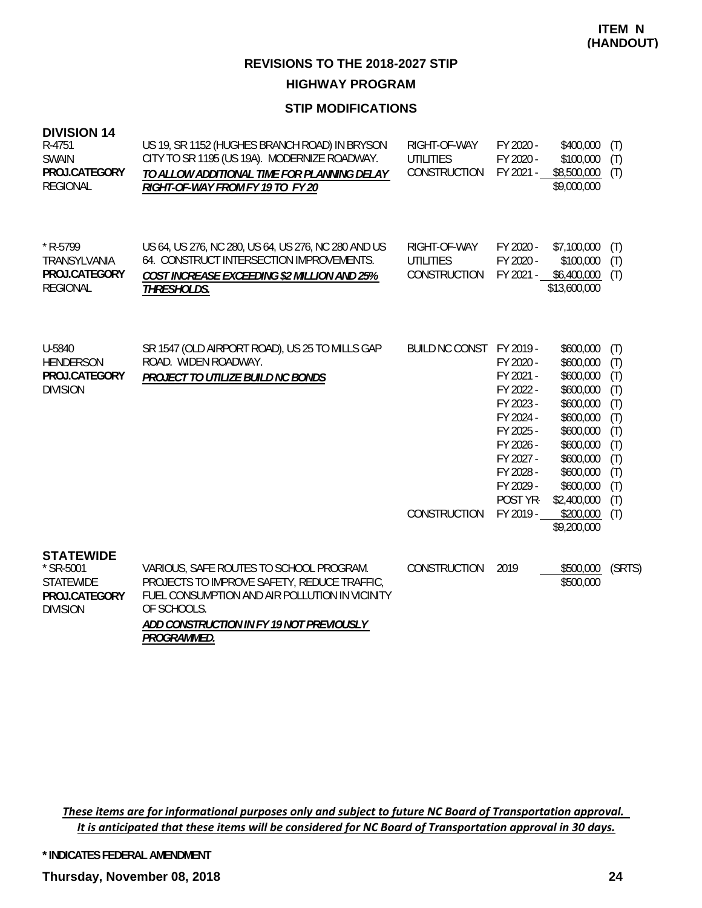**ITEM N (HANDOUT)**

## REVISIONS TO THE 2018-2027 STIP

### HIGHWAY PROGRAM

### STIP MODIFICATIONS

**DIVISION 14**

| | | | | | |
|---|---|---|---|---|---|
| R-4751<br>SWAIN<br>**PROJ.CATEGORY**<br>REGIONAL | US 19, SR 1152 (HUGHES BRANCH ROAD) IN BRYSON CITY TO SR 1195 (US 19A). MODERNIZE ROADWAY.<br>***TO ALLOW ADDITIONAL TIME FOR PLANNING DELAY RIGHT-OF-WAY FROM FY 19 TO FY 20*** | RIGHT-OF-WAY<br>UTILITIES<br>CONSTRUCTION | FY 2020 -<br>FY 2020 -<br>FY 2021 - | $400,000<br>$100,000<br>$8,500,000<br>$9,000,000 | (T)<br>(T)<br>(T) |
| * R-5799<br>TRANSYLVANIA<br>**PROJ.CATEGORY**<br>REGIONAL | US 64, US 276, NC 280, US 64, US 276, NC 280 AND US 64. CONSTRUCT INTERSECTION IMPROVEMENTS.<br>***COST INCREASE EXCEEDING $2 MILLION AND 25% THRESHOLDS.*** | RIGHT-OF-WAY<br>UTILITIES<br>CONSTRUCTION | FY 2020 -<br>FY 2020 -<br>FY 2021 - | $7,100,000<br>$100,000<br>$6,400,000<br>$13,600,000 | (T)<br>(T)<br>(T) |
| U-5840<br>HENDERSON<br>**PROJ.CATEGORY**<br>DIVISION | SR 1547 (OLD AIRPORT ROAD), US 25 TO MILLS GAP ROAD. WIDEN ROADWAY.<br>***PROJECT TO UTILIZE BUILD NC BONDS*** | BUILD NC CONST<br><br><br><br><br><br><br><br><br><br><br><br>CONSTRUCTION | FY 2019 -<br>FY 2020 -<br>FY 2021 -<br>FY 2022 -<br>FY 2023 -<br>FY 2024 -<br>FY 2025 -<br>FY 2026 -<br>FY 2027 -<br>FY 2028 -<br>FY 2029 -<br>POST YR-<br>FY 2019 - | $600,000<br>$600,000<br>$600,000<br>$600,000<br>$600,000<br>$600,000<br>$600,000<br>$600,000<br>$600,000<br>$600,000<br>$600,000<br>$2,400,000<br>$200,000<br>$9,200,000 | (T)<br>(T)<br>(T)<br>(T)<br>(T)<br>(T)<br>(T)<br>(T)<br>(T)<br>(T)<br>(T)<br>(T)<br>(T) |

**STATEWIDE**

| | | | | | |
|---|---|---|---|---|---|
| * SR-5001<br>STATEWIDE<br>**PROJ.CATEGORY**<br>DIVISION | VARIOUS, SAFE ROUTES TO SCHOOL PROGRAM. PROJECTS TO IMPROVE SAFETY, REDUCE TRAFFIC, FUEL CONSUMPTION AND AIR POLLUTION IN VICINITY OF SCHOOLS.<br>***ADD CONSTRUCTION IN FY 19 NOT PREVIOUSLY PROGRAMMED.*** | CONSTRUCTION | 2019 | $500,000<br>$500,000 | (SRTS) |

*These items are for informational purposes only and subject to future NC Board of Transportation approval. It is anticipated that these items will be considered for NC Board of Transportation approval in 30 days.*

**\* INDICATES FEDERAL AMENDMENT**

**Thursday, November 08, 2018**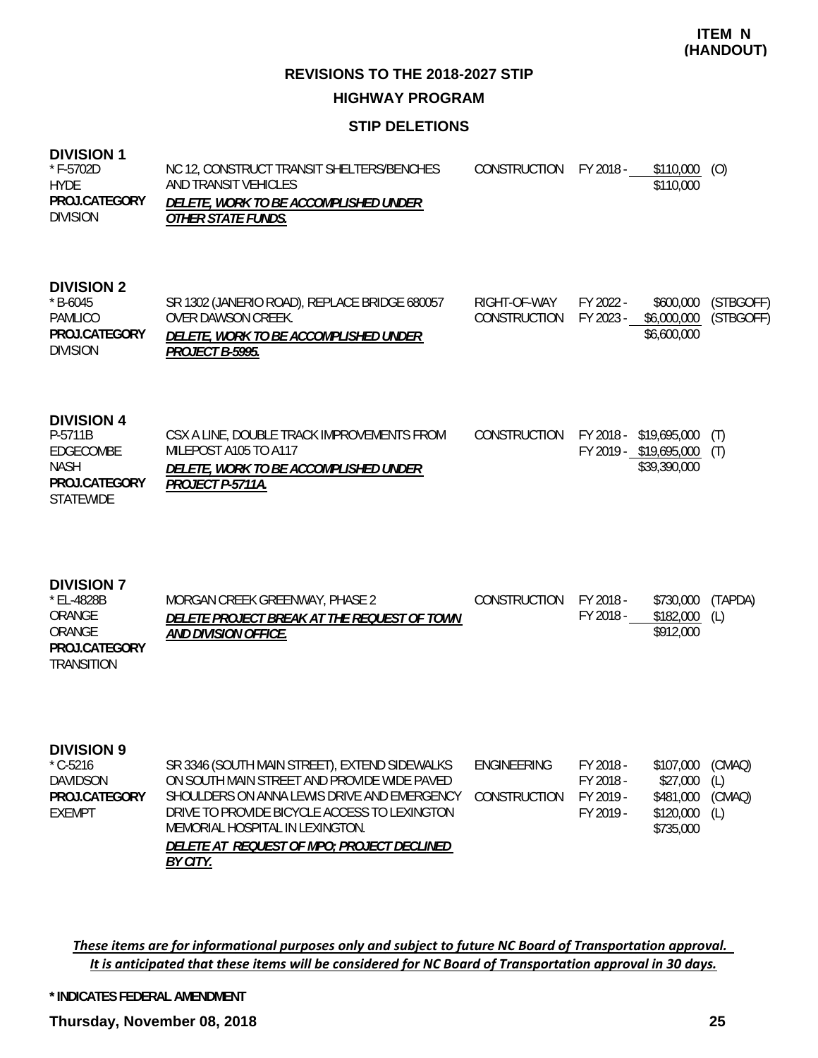**ITEM N (HANDOUT)**

## REVISIONS TO THE 2018-2027 STIP

### HIGHWAY PROGRAM

### STIP DELETIONS

**DIVISION 1**

| | | | | | |
|---|---|---|---|---|---|
| * F-5702D<br>HYDE<br>**PROJ.CATEGORY**<br>DIVISION | NC 12, CONSTRUCT TRANSIT SHELTERS/BENCHES AND TRANSIT VEHICLES<br>***DELETE, WORK TO BE ACCOMPLISHED UNDER OTHER STATE FUNDS.*** | CONSTRUCTION | FY 2018 - | $110,000<br>$110,000 | (O) |

**DIVISION 2**

| | | | | | |
|---|---|---|---|---|---|
| * B-6045<br>PAMLICO<br>**PROJ.CATEGORY**<br>DIVISION | SR 1302 (JANERIO ROAD), REPLACE BRIDGE 680057 OVER DAWSON CREEK.<br>***DELETE, WORK TO BE ACCOMPLISHED UNDER PROJECT B-5995.*** | RIGHT-OF-WAY<br>CONSTRUCTION | FY 2022 -<br>FY 2023 - | $600,000<br>$6,000,000<br>$6,600,000 | (STBGOFF)<br>(STBGOFF) |

**DIVISION 4**

| | | | | | |
|---|---|---|---|---|---|
| P-5711B<br>EDGECOMBE<br>NASH<br>**PROJ.CATEGORY**<br>STATEWIDE | CSX A LINE, DOUBLE TRACK IMPROVEMENTS FROM MILEPOST A105 TO A117<br>***DELETE, WORK TO BE ACCOMPLISHED UNDER PROJECT P-5711A.*** | CONSTRUCTION | FY 2018 -<br>FY 2019 - | $19,695,000<br>$19,695,000<br>$39,390,000 | (T)<br>(T) |

**DIVISION 7**

| | | | | | |
|---|---|---|---|---|---|
| * EL-4828B<br>ORANGE<br>ORANGE<br>**PROJ.CATEGORY**<br>TRANSITION | MORGAN CREEK GREENWAY, PHASE 2<br>***DELETE PROJECT BREAK AT THE REQUEST OF TOWN AND DIVISION OFFICE.*** | CONSTRUCTION | FY 2018 -<br>FY 2018 - | $730,000<br>$182,000<br>$912,000 | (TAPDA)<br>(L) |

**DIVISION 9**

| | | | | | |
|---|---|---|---|---|---|
| * C-5216<br>DAVIDSON<br>**PROJ.CATEGORY**<br>EXEMPT | SR 3346 (SOUTH MAIN STREET), EXTEND SIDEWALKS ON SOUTH MAIN STREET AND PROVIDE WIDE PAVED SHOULDERS ON ANNA LEWIS DRIVE AND EMERGENCY DRIVE TO PROVIDE BICYCLE ACCESS TO LEXINGTON MEMORIAL HOSPITAL IN LEXINGTON.<br>***DELETE AT REQUEST OF MPO; PROJECT DECLINED BY CITY.*** | ENGINEERING<br><br>CONSTRUCTION | FY 2018 -<br>FY 2018 -<br>FY 2019 -<br>FY 2019 - | $107,000<br>$27,000<br>$481,000<br>$120,000<br>$735,000 | (CMAQ)<br>(L)<br>(CMAQ)<br>(L) |

*These items are for informational purposes only and subject to future NC Board of Transportation approval. It is anticipated that these items will be considered for NC Board of Transportation approval in 30 days.*

**\* INDICATES FEDERAL AMENDMENT**

**Thursday, November 08, 2018**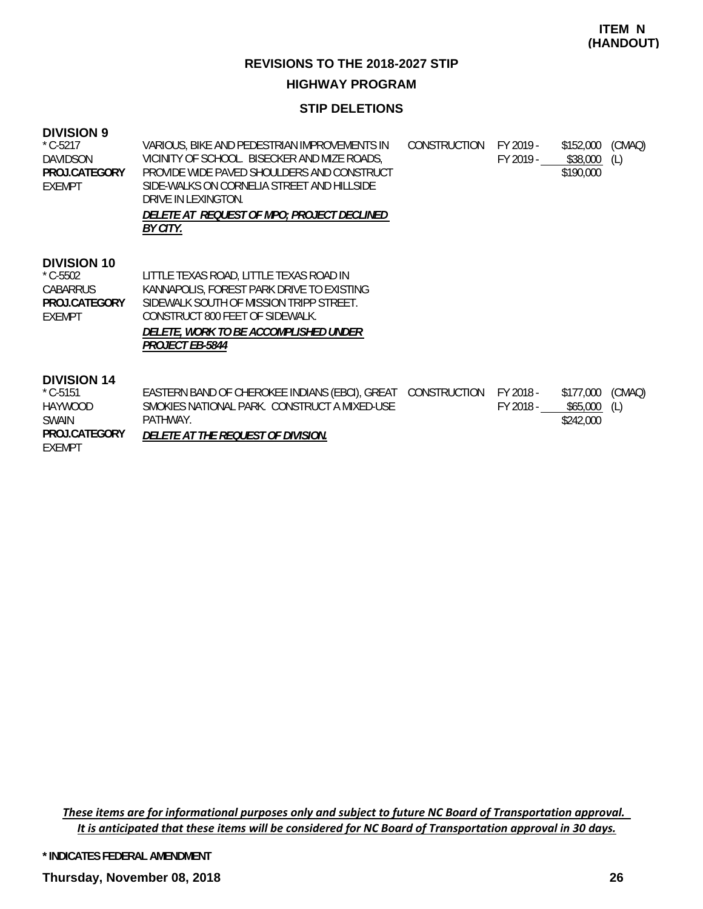**ITEM N**
**(HANDOUT)**

## REVISIONS TO THE 2018-2027 STIP

### HIGHWAY PROGRAM

### STIP DELETIONS

**DIVISION 9**

| | | | | | |
|---|---|---|---|---|---|
| * C-5217<br>DAVIDSON<br>**PROJ.CATEGORY**<br>EXEMPT | VARIOUS, BIKE AND PEDESTRIAN IMPROVEMENTS IN VICINITY OF SCHOOL. BISECKER AND MIZE ROADS, PROVIDE WIDE PAVED SHOULDERS AND CONSTRUCT SIDE-WALKS ON CORNELIA STREET AND HILLSIDE DRIVE IN LEXINGTON.<br>***DELETE AT REQUEST OF MPO; PROJECT DECLINED BY CITY.*** | CONSTRUCTION | FY 2019 -<br>FY 2019 - | \$152,000<br>\$38,000<br>\$190,000 | (CMAQ)<br>(L) |

**DIVISION 10**

| | |
|---|---|
| * C-5502<br>CABARRUS<br>**PROJ.CATEGORY**<br>EXEMPT | LITTLE TEXAS ROAD, LITTLE TEXAS ROAD IN KANNAPOLIS, FOREST PARK DRIVE TO EXISTING SIDEWALK SOUTH OF MISSION TRIPP STREET. CONSTRUCT 800 FEET OF SIDEWALK.<br>***DELETE, WORK TO BE ACCOMPLISHED UNDER PROJECT EB-5844*** |

**DIVISION 14**

| | | | | | |
|---|---|---|---|---|---|
| * C-5151<br>HAYWOOD<br>SWAIN<br>**PROJ.CATEGORY**<br>EXEMPT | EASTERN BAND OF CHEROKEE INDIANS (EBCI), GREAT SMOKIES NATIONAL PARK. CONSTRUCT A MIXED-USE PATHWAY.<br>***DELETE AT THE REQUEST OF DIVISION.*** | CONSTRUCTION | FY 2018 -<br>FY 2018 - | \$177,000<br>\$65,000<br>\$242,000 | (CMAQ)<br>(L) |

*These items are for informational purposes only and subject to future NC Board of Transportation approval. It is anticipated that these items will be considered for NC Board of Transportation approval in 30 days.*

**\* INDICATES FEDERAL AMENDMENT**

**Thursday, November 08, 2018**